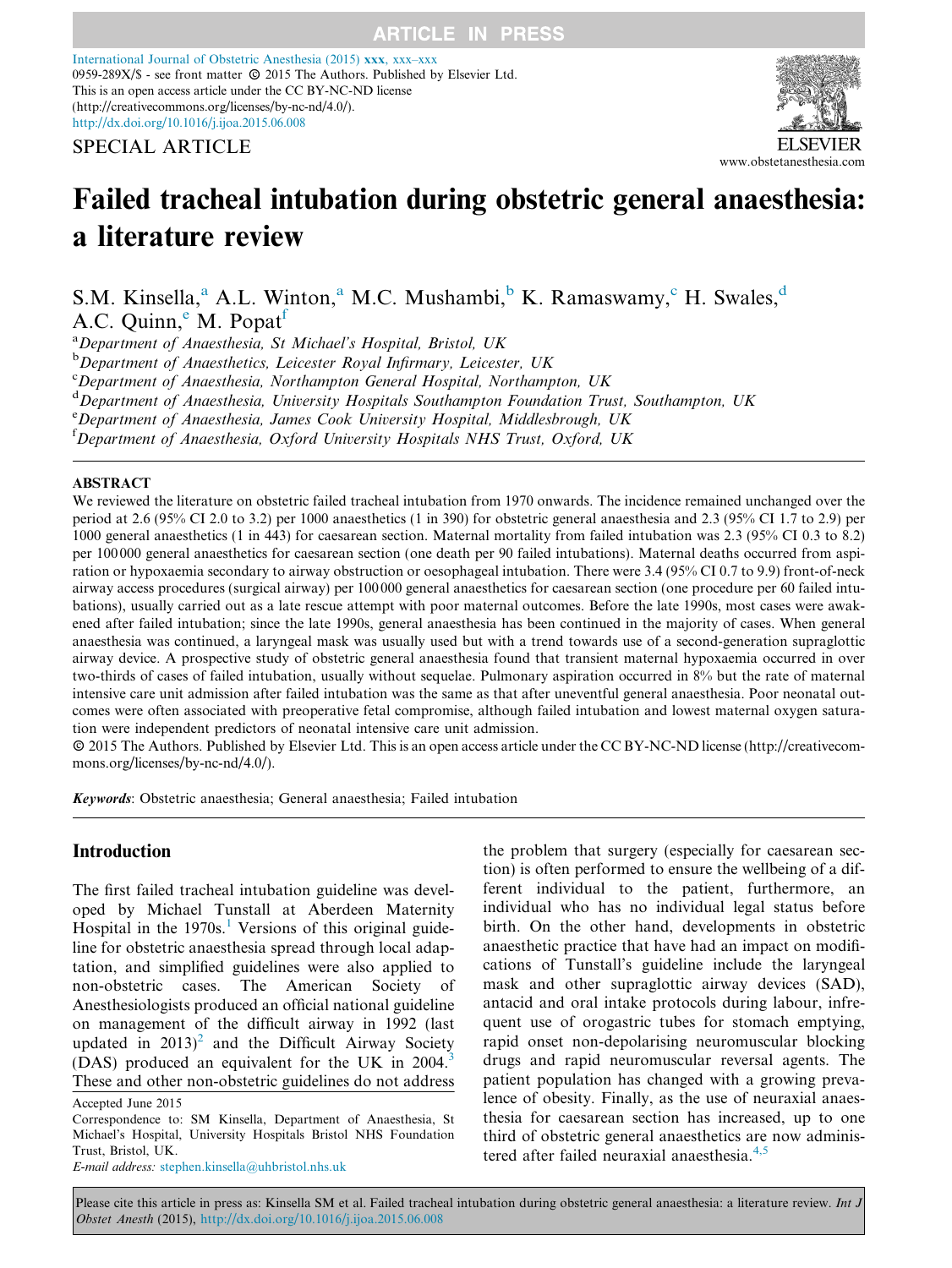SPECIAL ARTICLE

# Failed tracheal intubation during obstetric general anaesthesia: a literature review

S.M. Kinsella,[a] A.L. Winton,[a] M.C. Mushambi,[b] K. Ramaswamy,[c] H. Swales,[d] A.C. Quinn,[e] M. Popat[f]

[a]*Department of Anaesthesia, St Michael's Hospital, Bristol, UK*

[b]*Department of Anaesthetics, Leicester Royal Infirmary, Leicester, UK*

[c]*Department of Anaesthesia, Northampton General Hospital, Northampton, UK*

[d]*Department of Anaesthesia, University Hospitals Southampton Foundation Trust, Southampton, UK*

[e]*Department of Anaesthesia, James Cook University Hospital, Middlesbrough, UK*

[f]*Department of Anaesthesia, Oxford University Hospitals NHS Trust, Oxford, UK*

## ABSTRACT

We reviewed the literature on obstetric failed tracheal intubation from 1970 onwards. The incidence remained unchanged over the period at 2.6 (95% CI 2.0 to 3.2) per 1000 anaesthetics (1 in 390) for obstetric general anaesthesia and 2.3 (95% CI 1.7 to 2.9) per 1000 general anaesthetics (1 in 443) for caesarean section. Maternal mortality from failed intubation was 2.3 (95% CI 0.3 to 8.2) per 100 000 general anaesthetics for caesarean section (one death per 90 failed intubations). Maternal deaths occurred from aspiration or hypoxaemia secondary to airway obstruction or oesophageal intubation. There were 3.4 (95% CI 0.7 to 9.9) front-of-neck airway access procedures (surgical airway) per 100 000 general anaesthetics for caesarean section (one procedure per 60 failed intubations), usually carried out as a late rescue attempt with poor maternal outcomes. Before the late 1990s, most cases were awakened after failed intubation; since the late 1990s, general anaesthesia has been continued in the majority of cases. When general anaesthesia was continued, a laryngeal mask was usually used but with a trend towards use of a second-generation supraglottic airway device. A prospective study of obstetric general anaesthesia found that transient maternal hypoxaemia occurred in over two-thirds of cases of failed intubation, usually without sequelae. Pulmonary aspiration occurred in 8% but the rate of maternal intensive care unit admission after failed intubation was the same as that after uneventful general anaesthesia. Poor neonatal outcomes were often associated with preoperative fetal compromise, although failed intubation and lowest maternal oxygen saturation were independent predictors of neonatal intensive care unit admission.

© 2015 The Authors. Published by Elsevier Ltd. This is an open access article under the CC BY-NC-ND license (http://creativecommons.org/licenses/by-nc-nd/4.0/).

***Keywords***: Obstetric anaesthesia; General anaesthesia; Failed intubation

## Introduction

The first failed tracheal intubation guideline was developed by Michael Tunstall at Aberdeen Maternity Hospital in the 1970s.[1] Versions of this original guideline for obstetric anaesthesia spread through local adaptation, and simplified guidelines were also applied to non-obstetric cases. The American Society of Anesthesiologists produced an official national guideline on management of the difficult airway in 1992 (last updated in 2013)[2] and the Difficult Airway Society (DAS) produced an equivalent for the UK in 2004.[3] These and other non-obstetric guidelines do not address the problem that surgery (especially for caesarean section) is often performed to ensure the wellbeing of a different individual to the patient, furthermore, an individual who has no individual legal status before birth. On the other hand, developments in obstetric anaesthetic practice that have had an impact on modifications of Tunstall's guideline include the laryngeal mask and other supraglottic airway devices (SAD), antacid and oral intake protocols during labour, infrequent use of orogastric tubes for stomach emptying, rapid onset non-depolarising neuromuscular blocking drugs and rapid neuromuscular reversal agents. The patient population has changed with a growing prevalence of obesity. Finally, as the use of neuraxial anaesthesia for caesarean section has increased, up to one third of obstetric general anaesthetics are now administered after failed neuraxial anaesthesia.[4,5]

Accepted June 2015

Correspondence to: SM Kinsella, Department of Anaesthesia, St Michael's Hospital, University Hospitals Bristol NHS Foundation Trust, Bristol, UK.

*E-mail address:* stephen.kinsella@uhbristol.nhs.uk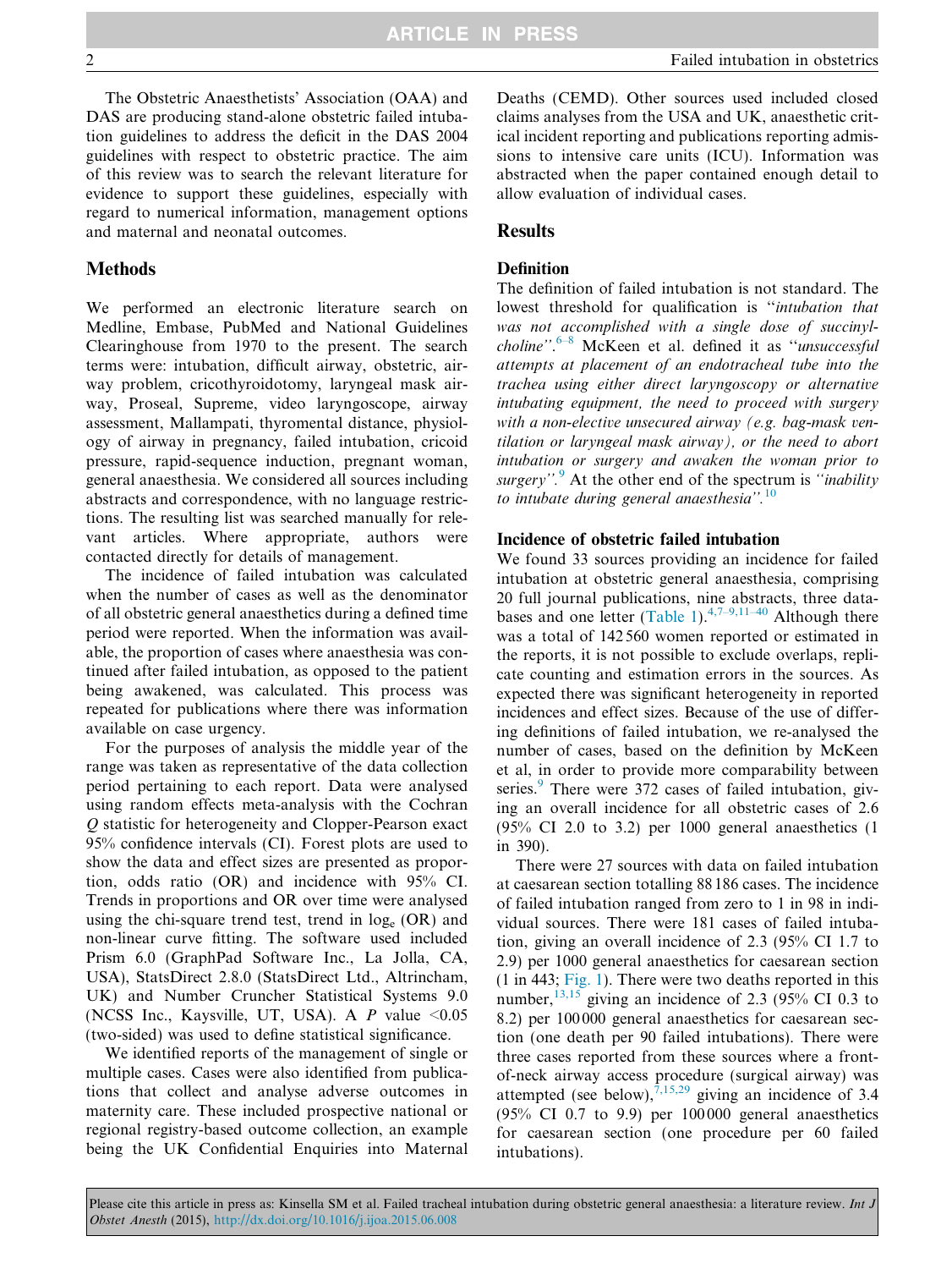The Obstetric Anaesthetists' Association (OAA) and DAS are producing stand-alone obstetric failed intubation guidelines to address the deficit in the DAS 2004 guidelines with respect to obstetric practice. The aim of this review was to search the relevant literature for evidence to support these guidelines, especially with regard to numerical information, management options and maternal and neonatal outcomes.

## Methods

We performed an electronic literature search on Medline, Embase, PubMed and National Guidelines Clearinghouse from 1970 to the present. The search terms were: intubation, difficult airway, obstetric, airway problem, cricothyroidotomy, laryngeal mask airway, Proseal, Supreme, video laryngoscope, airway assessment, Mallampati, thyromental distance, physiology of airway in pregnancy, failed intubation, cricoid pressure, rapid-sequence induction, pregnant woman, general anaesthesia. We considered all sources including abstracts and correspondence, with no language restrictions. The resulting list was searched manually for relevant articles. Where appropriate, authors were contacted directly for details of management.

The incidence of failed intubation was calculated when the number of cases as well as the denominator of all obstetric general anaesthetics during a defined time period were reported. When the information was available, the proportion of cases where anaesthesia was continued after failed intubation, as opposed to the patient being awakened, was calculated. This process was repeated for publications where there was information available on case urgency.

For the purposes of analysis the middle year of the range was taken as representative of the data collection period pertaining to each report. Data were analysed using random effects meta-analysis with the Cochran $Q$ statistic for heterogeneity and Clopper-Pearson exact 95% confidence intervals (CI). Forest plots are used to show the data and effect sizes are presented as proportion, odds ratio (OR) and incidence with 95% CI. Trends in proportions and OR over time were analysed using the chi-square trend test, trend in $\log_e$ (OR) and non-linear curve fitting. The software used included Prism 6.0 (GraphPad Software Inc., La Jolla, CA, USA), StatsDirect 2.8.0 (StatsDirect Ltd., Altrincham, UK) and Number Cruncher Statistical Systems 9.0 (NCSS Inc., Kaysville, UT, USA). A $P$ value $<0.05$ (two-sided) was used to define statistical significance.

We identified reports of the management of single or multiple cases. Cases were also identified from publications that collect and analyse adverse outcomes in maternity care. These included prospective national or regional registry-based outcome collection, an example being the UK Confidential Enquiries into Maternal Deaths (CEMD). Other sources used included closed claims analyses from the USA and UK, anaesthetic critical incident reporting and publications reporting admissions to intensive care units (ICU). Information was abstracted when the paper contained enough detail to allow evaluation of individual cases.

## Results

### Definition

The definition of failed intubation is not standard. The lowest threshold for qualification is "*intubation that was not accomplished with a single dose of succinylcholine*".[6–8] McKeen et al. defined it as "*unsuccessful attempts at placement of an endotracheal tube into the trachea using either direct laryngoscopy or alternative intubating equipment, the need to proceed with surgery with a non-elective unsecured airway (e.g. bag-mask ventilation or laryngeal mask airway), or the need to abort intubation or surgery and awaken the woman prior to surgery*".[9] At the other end of the spectrum is "*inability to intubate during general anaesthesia*".[10]

### Incidence of obstetric failed intubation

We found 33 sources providing an incidence for failed intubation at obstetric general anaesthesia, comprising 20 full journal publications, nine abstracts, three databases and one letter (Table 1).[4,7–9,11–40] Although there was a total of 142 560 women reported or estimated in the reports, it is not possible to exclude overlaps, replicate counting and estimation errors in the sources. As expected there was significant heterogeneity in reported incidences and effect sizes. Because of the use of differing definitions of failed intubation, we re-analysed the number of cases, based on the definition by McKeen et al, in order to provide more comparability between series.[9] There were 372 cases of failed intubation, giving an overall incidence for all obstetric cases of 2.6 (95% CI 2.0 to 3.2) per 1000 general anaesthetics (1 in 390).

There were 27 sources with data on failed intubation at caesarean section totalling 88 186 cases. The incidence of failed intubation ranged from zero to 1 in 98 in individual sources. There were 181 cases of failed intubation, giving an overall incidence of 2.3 (95% CI 1.7 to 2.9) per 1000 general anaesthetics for caesarean section (1 in 443; Fig. 1). There were two deaths reported in this number,[13,15] giving an incidence of 2.3 (95% CI 0.3 to 8.2) per 100 000 general anaesthetics for caesarean section (one death per 90 failed intubations). There were three cases reported from these sources where a front-of-neck airway access procedure (surgical airway) was attempted (see below),[7,15,29] giving an incidence of 3.4 (95% CI 0.7 to 9.9) per 100 000 general anaesthetics for caesarean section (one procedure per 60 failed intubations).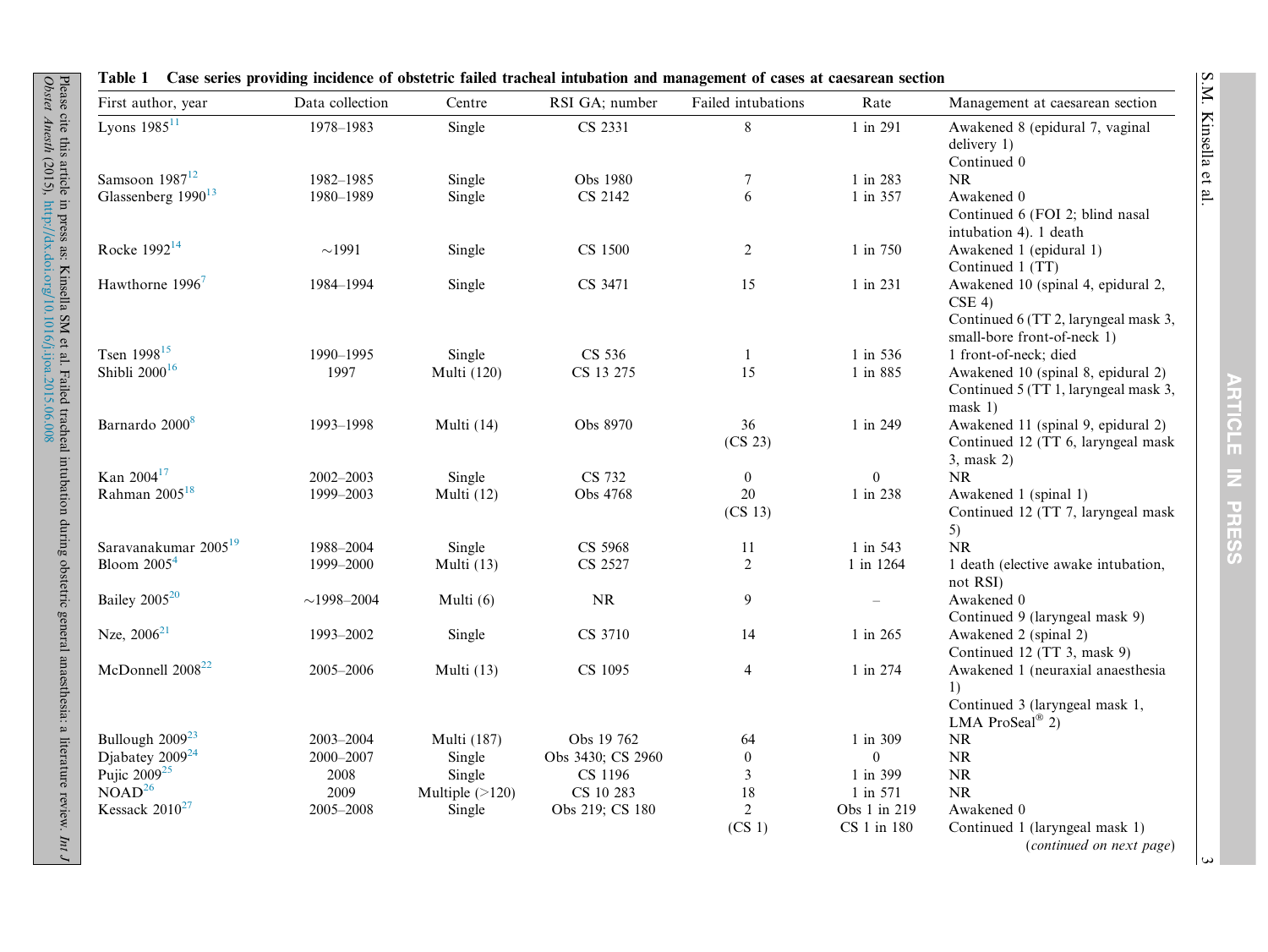**Table 1** Case series providing incidence of obstetric failed tracheal intubation and management of cases at caesarean section

| First author, year | Data collection | Centre | RSI GA; number | Failed intubations | Rate | Management at caesarean section |
|---|---|---|---|---|---|---|
| Lyons 1985[11] | 1978–1983 | Single | CS 2331 | 8 | 1 in 291 | Awakened 8 (epidural 7, vaginal delivery 1)<br>Continued 0 |
| Samsoon 1987[12] | 1982–1985 | Single | Obs 1980 | 7 | 1 in 283 | NR |
| Glassenberg 1990[13] | 1980–1989 | Single | CS 2142 | 6 | 1 in 357 | Awakened 0<br>Continued 6 (FOI 2; blind nasal intubation 4). 1 death |
| Rocke 1992[14] | ~1991 | Single | CS 1500 | 2 | 1 in 750 | Awakened 1 (epidural 1)<br>Continued 1 (TT) |
| Hawthorne 1996[7] | 1984–1994 | Single | CS 3471 | 15 | 1 in 231 | Awakened 10 (spinal 4, epidural 2, CSE 4)<br>Continued 6 (TT 2, laryngeal mask 3, small-bore front-of-neck 1) |
| Tsen 1998[15] | 1990–1995 | Single | CS 536 | 1 | 1 in 536 | 1 front-of-neck; died |
| Shibli 2000[16] | 1997 | Multi (120) | CS 13 275 | 15 | 1 in 885 | Awakened 10 (spinal 8, epidural 2)<br>Continued 5 (TT 1, laryngeal mask 3, mask 1) |
| Barnardo 2000[8] | 1993–1998 | Multi (14) | Obs 8970 | 36<br>(CS 23) | 1 in 249 | Awakened 11 (spinal 9, epidural 2)<br>Continued 12 (TT 6, laryngeal mask 3, mask 2) |
| Kan 2004[17] | 2002–2003 | Single | CS 732 | 0 | 0 | NR |
| Rahman 2005[18] | 1999–2003 | Multi (12) | Obs 4768 | 20<br>(CS 13) | 1 in 238 | Awakened 1 (spinal 1)<br>Continued 12 (TT 7, laryngeal mask 5) |
| Saravanakumar 2005[19] | 1988–2004 | Single | CS 5968 | 11 | 1 in 543 | NR |
| Bloom 2005[4] | 1999–2000 | Multi (13) | CS 2527 | 2 | 1 in 1264 | 1 death (elective awake intubation, not RSI) |
| Bailey 2005[20] | ~1998–2004 | Multi (6) | NR | 9 | – | Awakened 0<br>Continued 9 (laryngeal mask 9) |
| Nze, 2006[21] | 1993–2002 | Single | CS 3710 | 14 | 1 in 265 | Awakened 2 (spinal 2)<br>Continued 12 (TT 3, mask 9) |
| McDonnell 2008[22] | 2005–2006 | Multi (13) | CS 1095 | 4 | 1 in 274 | Awakened 1 (neuraxial anaesthesia 1)<br>Continued 3 (laryngeal mask 1, LMA ProSeal® 2) |
| Bullough 2009[23] | 2003–2004 | Multi (187) | Obs 19 762 | 64 | 1 in 309 | NR |
| Djabatey 2009[24] | 2000–2007 | Single | Obs 3430; CS 2960 | 0 | 0 | NR |
| Pujic 2009[25] | 2008 | Single | CS 1196 | 3 | 1 in 399 | NR |
| NOAD[26] | 2009 | Multiple (>120) | CS 10 283 | 18 | 1 in 571 | NR |
| Kessack 2010[27] | 2005–2008 | Single | Obs 219; CS 180 | 2<br>(CS 1) | Obs 1 in 219<br>CS 1 in 180 | Awakened 0<br>Continued 1 (laryngeal mask 1) |

(*continued on next page*)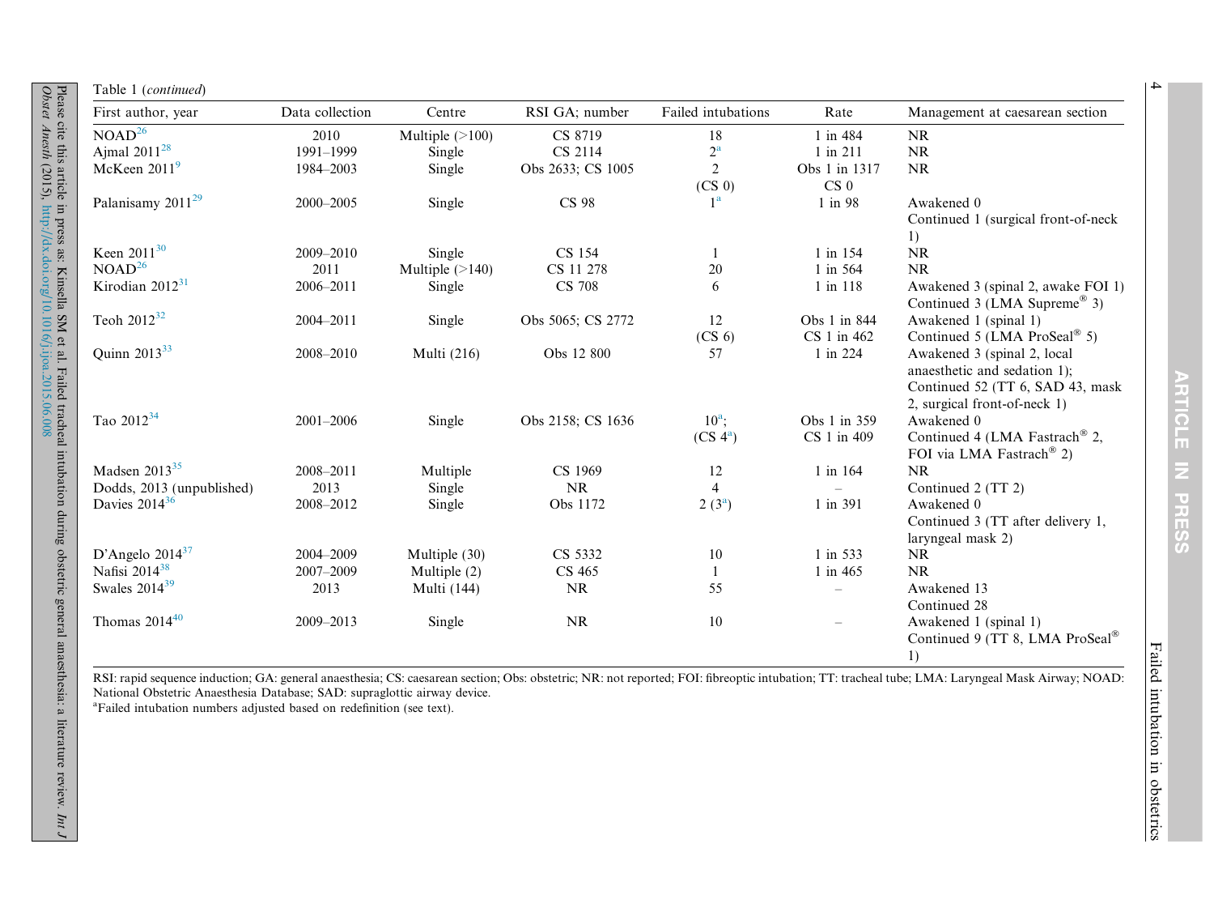Table 1 (*continued*)

| First author, year | Data collection | Centre | RSI GA; number | Failed intubations | Rate | Management at caesarean section |
|---|---|---|---|---|---|---|
| NOAD[26] | 2010 | Multiple (>100) | CS 8719 | 18 | 1 in 484 | NR |
| Ajmal 2011[28] | 1991–1999 | Single | CS 2114 | 2[a] | 1 in 211 | NR |
| McKeen 2011[9] | 1984–2003 | Single | Obs 2633; CS 1005 | 2 (CS 0) | Obs 1 in 1317 CS 0 | NR |
| Palanisamy 2011[29] | 2000–2005 | Single | CS 98 | 1[a] | 1 in 98 | Awakened 0 Continued 1 (surgical front-of-neck 1) |
| Keen 2011[30] | 2009–2010 | Single | CS 154 | 1 | 1 in 154 | NR |
| NOAD[26] | 2011 | Multiple (>140) | CS 11 278 | 20 | 1 in 564 | NR |
| Kirodian 2012[31] | 2006–2011 | Single | CS 708 | 6 | 1 in 118 | Awakened 3 (spinal 2, awake FOI 1) Continued 3 (LMA Supreme® 3) |
| Teoh 2012[32] | 2004–2011 | Single | Obs 5065; CS 2772 | 12 (CS 6) | Obs 1 in 844 CS 1 in 462 | Awakened 1 (spinal 1) Continued 5 (LMA ProSeal® 5) |
| Quinn 2013[33] | 2008–2010 | Multi (216) | Obs 12 800 | 57 | 1 in 224 | Awakened 3 (spinal 2, local anaesthetic and sedation 1); Continued 52 (TT 6, SAD 43, mask 2, surgical front-of-neck 1) |
| Tao 2012[34] | 2001–2006 | Single | Obs 2158; CS 1636 | 10[a]; (CS 4[a]) | Obs 1 in 359 CS 1 in 409 | Awakened 0 Continued 4 (LMA Fastrach® 2, FOI via LMA Fastrach® 2) |
| Madsen 2013[35] | 2008–2011 | Multiple | CS 1969 | 12 | 1 in 164 | NR |
| Dodds, 2013 (unpublished) | 2013 | Single | NR | 4 | – | Continued 2 (TT 2) |
| Davies 2014[36] | 2008–2012 | Single | Obs 1172 | 2 (3[a]) | 1 in 391 | Awakened 0 Continued 3 (TT after delivery 1, laryngeal mask 2) |
| D'Angelo 2014[37] | 2004–2009 | Multiple (30) | CS 5332 | 10 | 1 in 533 | NR |
| Nafisi 2014[38] | 2007–2009 | Multiple (2) | CS 465 | 1 | 1 in 465 | NR |
| Swales 2014[39] | 2013 | Multi (144) | NR | 55 | – | Awakened 13 Continued 28 |
| Thomas 2014[40] | 2009–2013 | Single | NR | 10 | – | Awakened 1 (spinal 1) Continued 9 (TT 8, LMA ProSeal® 1) |

RSI: rapid sequence induction; GA: general anaesthesia; CS: caesarean section; Obs: obstetric; NR: not reported; FOI: fibreoptic intubation; TT: tracheal tube; LMA: Laryngeal Mask Airway; NOAD: National Obstetric Anaesthesia Database; SAD: supraglottic airway device.

[a]Failed intubation numbers adjusted based on redefinition (see text).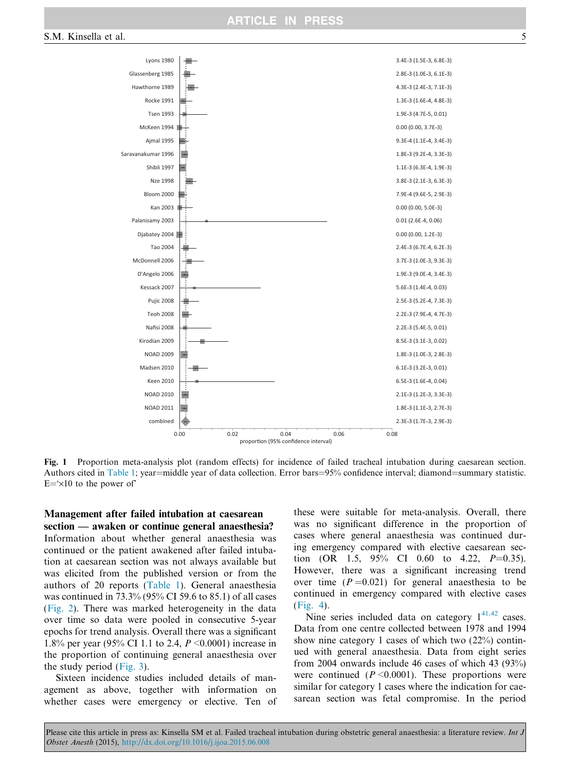Fig. 1 Proportion meta-analysis plot (random effects) for incidence of failed tracheal intubation during caesarean section. Authors cited in Table 1; year=middle year of data collection. Error bars=95% confidence interval; diamond=summary statistic. E='×10 to the power of'

## Management after failed intubation at caesarean section — awaken or continue general anaesthesia?

Information about whether general anaesthesia was continued or the patient awakened after failed intubation at caesarean section was not always available but was elicited from the published version or from the authors of 20 reports (Table 1). General anaesthesia was continued in 73.3% (95% CI 59.6 to 85.1) of all cases (Fig. 2). There was marked heterogeneity in the data over time so data were pooled in consecutive 5-year epochs for trend analysis. Overall there was a significant 1.8% per year (95% CI 1.1 to 2.4, $P < 0.0001$) increase in the proportion of continuing general anaesthesia over the study period (Fig. 3).

Sixteen incidence studies included details of management as above, together with information on whether cases were emergency or elective. Ten of these were suitable for meta-analysis. Overall, there was no significant difference in the proportion of cases where general anaesthesia was continued during emergency compared with elective caesarean section (OR 1.5, 95% CI 0.60 to 4.22, $P$=0.35). However, there was a significant increasing trend over time ($P$=0.021) for general anaesthesia to be continued in emergency compared with elective cases (Fig. 4).

Nine series included data on category 1[41,42] cases. Data from one centre collected between 1978 and 1994 show nine category 1 cases of which two (22%) continued with general anaesthesia. Data from eight series from 2004 onwards include 46 cases of which 43 (93%) were continued ($P < 0.0001$). These proportions were similar for category 1 cases where the indication for caesarean section was fetal compromise. In the period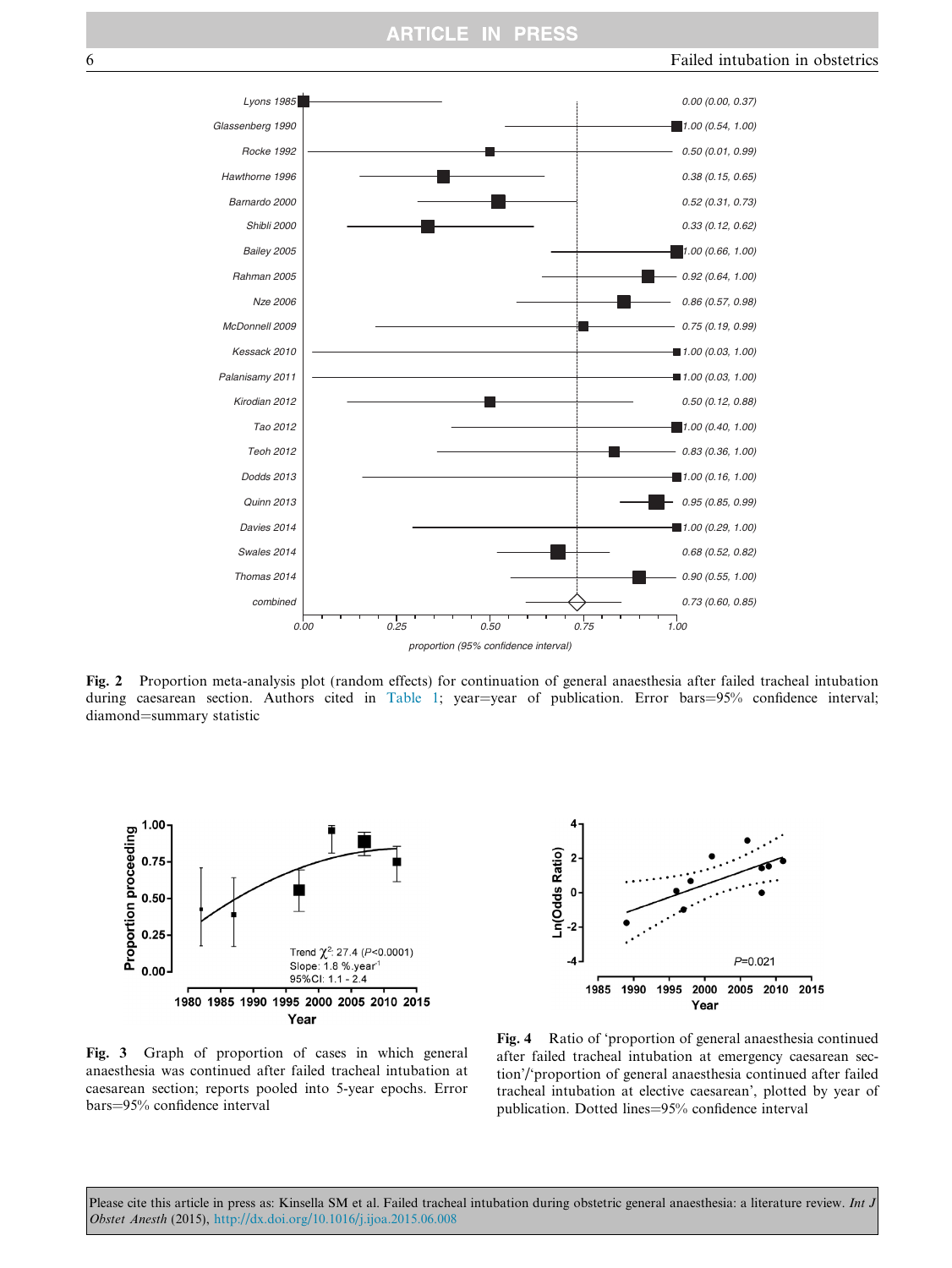Fig. 2 Proportion meta-analysis plot (random effects) for continuation of general anaesthesia after failed tracheal intubation during caesarean section. Authors cited in Table 1; year=year of publication. Error bars=95% confidence interval; diamond=summary statistic

Fig. 3 Graph of proportion of cases in which general anaesthesia was continued after failed tracheal intubation at caesarean section; reports pooled into 5-year epochs. Error bars=95% confidence interval

Fig. 4 Ratio of 'proportion of general anaesthesia continued after failed tracheal intubation at emergency caesarean section'/'proportion of general anaesthesia continued after failed tracheal intubation at elective caesarean', plotted by year of publication. Dotted lines=95% confidence interval

Please cite this article in press as: Kinsella SM et al. Failed tracheal intubation during obstetric general anaesthesia: a literature review. *Int J Obstet Anesth* (2015), http://dx.doi.org/10.1016/j.ijoa.2015.06.008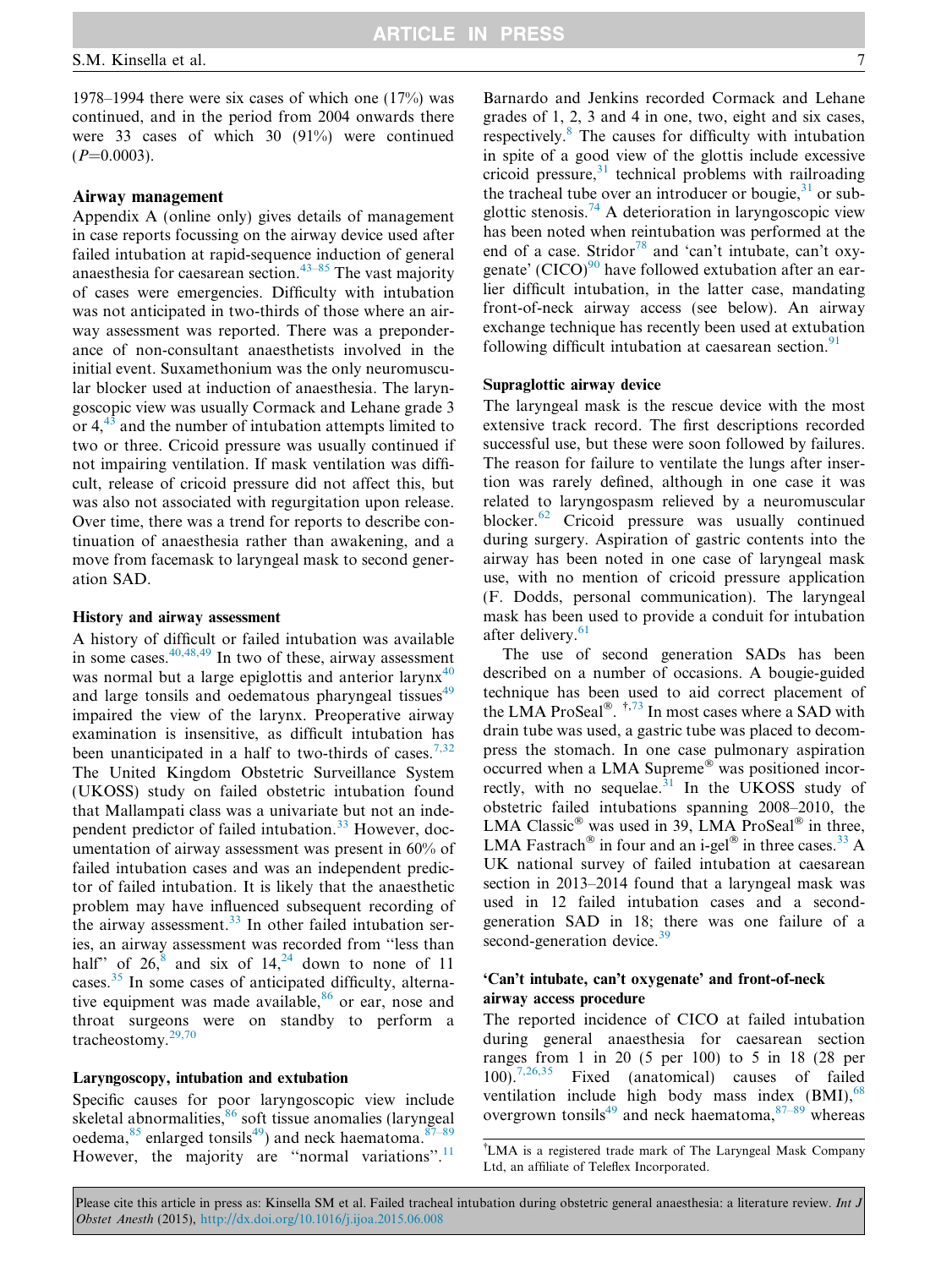1978–1994 there were six cases of which one (17%) was continued, and in the period from 2004 onwards there were 33 cases of which 30 (91%) were continued ($P$=0.0003).

## Airway management

Appendix A (online only) gives details of management in case reports focussing on the airway device used after failed intubation at rapid-sequence induction of general anaesthesia for caesarean section.[43–85] The vast majority of cases were emergencies. Difficulty with intubation was not anticipated in two-thirds of those where an airway assessment was reported. There was a preponderance of non-consultant anaesthetists involved in the initial event. Suxamethonium was the only neuromuscular blocker used at induction of anaesthesia. The laryngoscopic view was usually Cormack and Lehane grade 3 or 4,[43] and the number of intubation attempts limited to two or three. Cricoid pressure was usually continued if not impairing ventilation. If mask ventilation was difficult, release of cricoid pressure did not affect this, but was also not associated with regurgitation upon release. Over time, there was a trend for reports to describe continuation of anaesthesia rather than awakening, and a move from facemask to laryngeal mask to second generation SAD.

### History and airway assessment

A history of difficult or failed intubation was available in some cases.[40,48,49] In two of these, airway assessment was normal but a large epiglottis and anterior larynx[40] and large tonsils and oedematous pharyngeal tissues[49] impaired the view of the larynx. Preoperative airway examination is insensitive, as difficult intubation has been unanticipated in a half to two-thirds of cases.[7,32] The United Kingdom Obstetric Surveillance System (UKOSS) study on failed obstetric intubation found that Mallampati class was a univariate but not an independent predictor of failed intubation.[33] However, documentation of airway assessment was present in 60% of failed intubation cases and was an independent predictor of failed intubation. It is likely that the anaesthetic problem may have influenced subsequent recording of the airway assessment.[33] In other failed intubation series, an airway assessment was recorded from "less than half" of 26,[8] and six of 14,[24] down to none of 11 cases.[35] In some cases of anticipated difficulty, alternative equipment was made available,[86] or ear, nose and throat surgeons were on standby to perform a tracheostomy.[29,70]

### Laryngoscopy, intubation and extubation

Specific causes for poor laryngoscopic view include skeletal abnormalities,[86] soft tissue anomalies (laryngeal oedema,[85] enlarged tonsils[49]) and neck haematoma.[87–89] However, the majority are "normal variations".[11] Barnardo and Jenkins recorded Cormack and Lehane grades of 1, 2, 3 and 4 in one, two, eight and six cases, respectively.[8] The causes for difficulty with intubation in spite of a good view of the glottis include excessive cricoid pressure,[31] technical problems with railroading the tracheal tube over an introducer or bougie,[31] or subglottic stenosis.[74] A deterioration in laryngoscopic view has been noted when reintubation was performed at the end of a case. Stridor[78] and 'can't intubate, can't oxygenate' (CICO)[90] have followed extubation after an earlier difficult intubation, in the latter case, mandating front-of-neck airway access (see below). An airway exchange technique has recently been used at extubation following difficult intubation at caesarean section.[91]

### Supraglottic airway device

The laryngeal mask is the rescue device with the most extensive track record. The first descriptions recorded successful use, but these were soon followed by failures. The reason for failure to ventilate the lungs after insertion was rarely defined, although in one case it was related to laryngospasm relieved by a neuromuscular blocker.[62] Cricoid pressure was usually continued during surgery. Aspiration of gastric contents into the airway has been noted in one case of laryngeal mask use, with no mention of cricoid pressure application (F. Dodds, personal communication). The laryngeal mask has been used to provide a conduit for intubation after delivery.[61]

The use of second generation SADs has been described on a number of occasions. A bougie-guided technique has been used to aid correct placement of the LMA ProSeal®. [†,73] In most cases where a SAD with drain tube was used, a gastric tube was placed to decompress the stomach. In one case pulmonary aspiration occurred when a LMA Supreme® was positioned incorrectly, with no sequelae.[31] In the UKOSS study of obstetric failed intubations spanning 2008–2010, the LMA Classic® was used in 39, LMA ProSeal® in three, LMA Fastrach® in four and an i-gel® in three cases.[33] A UK national survey of failed intubation at caesarean section in 2013–2014 found that a laryngeal mask was used in 12 failed intubation cases and a second-generation SAD in 18; there was one failure of a second-generation device.[39]

### 'Can't intubate, can't oxygenate' and front-of-neck airway access procedure

The reported incidence of CICO at failed intubation during general anaesthesia for caesarean section ranges from 1 in 20 (5 per 100) to 5 in 18 (28 per 100).[7,26,35] Fixed (anatomical) causes of failed ventilation include high body mass index (BMI),[68] overgrown tonsils[49] and neck haematoma,[87–89] whereas

[†]LMA is a registered trade mark of The Laryngeal Mask Company Ltd, an affiliate of Teleflex Incorporated.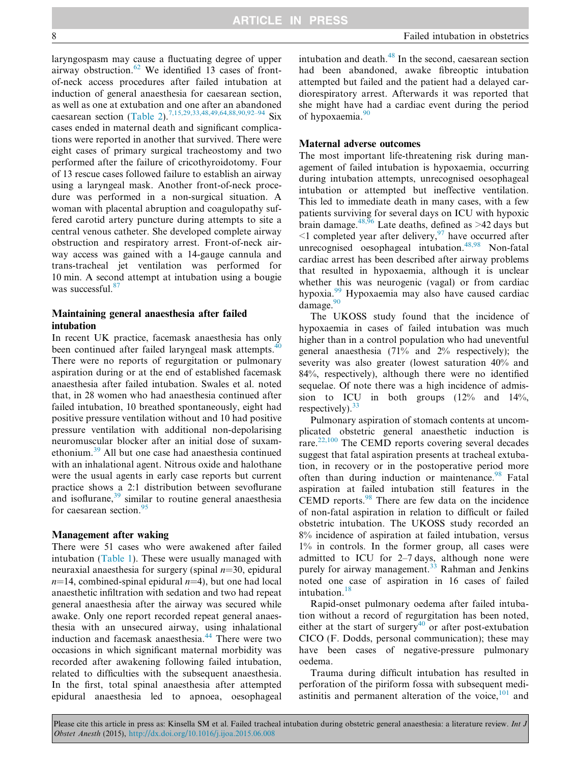laryngospasm may cause a fluctuating degree of upper airway obstruction.[62] We identified 13 cases of front-of-neck access procedures after failed intubation at induction of general anaesthesia for caesarean section, as well as one at extubation and one after an abandoned caesarean section (Table 2).[7,15,29,33,48,49,64,88,90,92–94] Six cases ended in maternal death and significant complications were reported in another that survived. There were eight cases of primary surgical tracheostomy and two performed after the failure of cricothyroidotomy. Four of 13 rescue cases followed failure to establish an airway using a laryngeal mask. Another front-of-neck procedure was performed in a non-surgical situation. A woman with placental abruption and coagulopathy suffered carotid artery puncture during attempts to site a central venous catheter. She developed complete airway obstruction and respiratory arrest. Front-of-neck airway access was gained with a 14-gauge cannula and trans-tracheal jet ventilation was performed for 10 min. A second attempt at intubation using a bougie was successful.[87]

## Maintaining general anaesthesia after failed intubation

In recent UK practice, facemask anaesthesia has only been continued after failed laryngeal mask attempts.[40] There were no reports of regurgitation or pulmonary aspiration during or at the end of established facemask anaesthesia after failed intubation. Swales et al. noted that, in 28 women who had anaesthesia continued after failed intubation, 10 breathed spontaneously, eight had positive pressure ventilation without and 10 had positive pressure ventilation with additional non-depolarising neuromuscular blocker after an initial dose of suxamethonium.[39] All but one case had anaesthesia continued with an inhalational agent. Nitrous oxide and halothane were the usual agents in early case reports but current practice shows a 2:1 distribution between sevoflurane and isoflurane,[39] similar to routine general anaesthesia for caesarean section.[95]

## Management after waking

There were 51 cases who were awakened after failed intubation (Table 1). These were usually managed with neuraxial anaesthesia for surgery (spinal $n$=30, epidural $n$=14, combined-spinal epidural $n$=4), but one had local anaesthetic infiltration with sedation and two had repeat general anaesthesia after the airway was secured while awake. Only one report recorded repeat general anaesthesia with an unsecured airway, using inhalational induction and facemask anaesthesia.[44] There were two occasions in which significant maternal morbidity was recorded after awakening following failed intubation, related to difficulties with the subsequent anaesthesia. In the first, total spinal anaesthesia after attempted epidural anaesthesia led to apnoea, oesophageal intubation and death.[48] In the second, caesarean section had been abandoned, awake fibreoptic intubation attempted but failed and the patient had a delayed cardiorespiratory arrest. Afterwards it was reported that she might have had a cardiac event during the period of hypoxaemia.[90]

## Maternal adverse outcomes

The most important life-threatening risk during management of failed intubation is hypoxaemia, occurring during intubation attempts, unrecognised oesophageal intubation or attempted but ineffective ventilation. This led to immediate death in many cases, with a few patients surviving for several days on ICU with hypoxic brain damage.[48,96] Late deaths, defined as >42 days but <1 completed year after delivery,[97] have occurred after unrecognised oesophageal intubation.[48,98] Non-fatal cardiac arrest has been described after airway problems that resulted in hypoxaemia, although it is unclear whether this was neurogenic (vagal) or from cardiac hypoxia.[99] Hypoxaemia may also have caused cardiac damage.[90]

The UKOSS study found that the incidence of hypoxaemia in cases of failed intubation was much higher than in a control population who had uneventful general anaesthesia (71% and 2% respectively); the severity was also greater (lowest saturation 40% and 84%, respectively), although there were no identified sequelae. Of note there was a high incidence of admission to ICU in both groups (12% and 14%, respectively).[33]

Pulmonary aspiration of stomach contents at uncomplicated obstetric general anaesthetic induction is rare.[22,100] The CEMD reports covering several decades suggest that fatal aspiration presents at tracheal extubation, in recovery or in the postoperative period more often than during induction or maintenance.[98] Fatal aspiration at failed intubation still features in the CEMD reports.[98] There are few data on the incidence of non-fatal aspiration in relation to difficult or failed obstetric intubation. The UKOSS study recorded an 8% incidence of aspiration at failed intubation, versus 1% in controls. In the former group, all cases were admitted to ICU for 2–7 days, although none were purely for airway management.[33] Rahman and Jenkins noted one case of aspiration in 16 cases of failed intubation.[18]

Rapid-onset pulmonary oedema after failed intubation without a record of regurgitation has been noted, either at the start of surgery[40] or after post-extubation CICO (F. Dodds, personal communication); these may have been cases of negative-pressure pulmonary oedema.

Trauma during difficult intubation has resulted in perforation of the piriform fossa with subsequent mediastinitis and permanent alteration of the voice,[101] and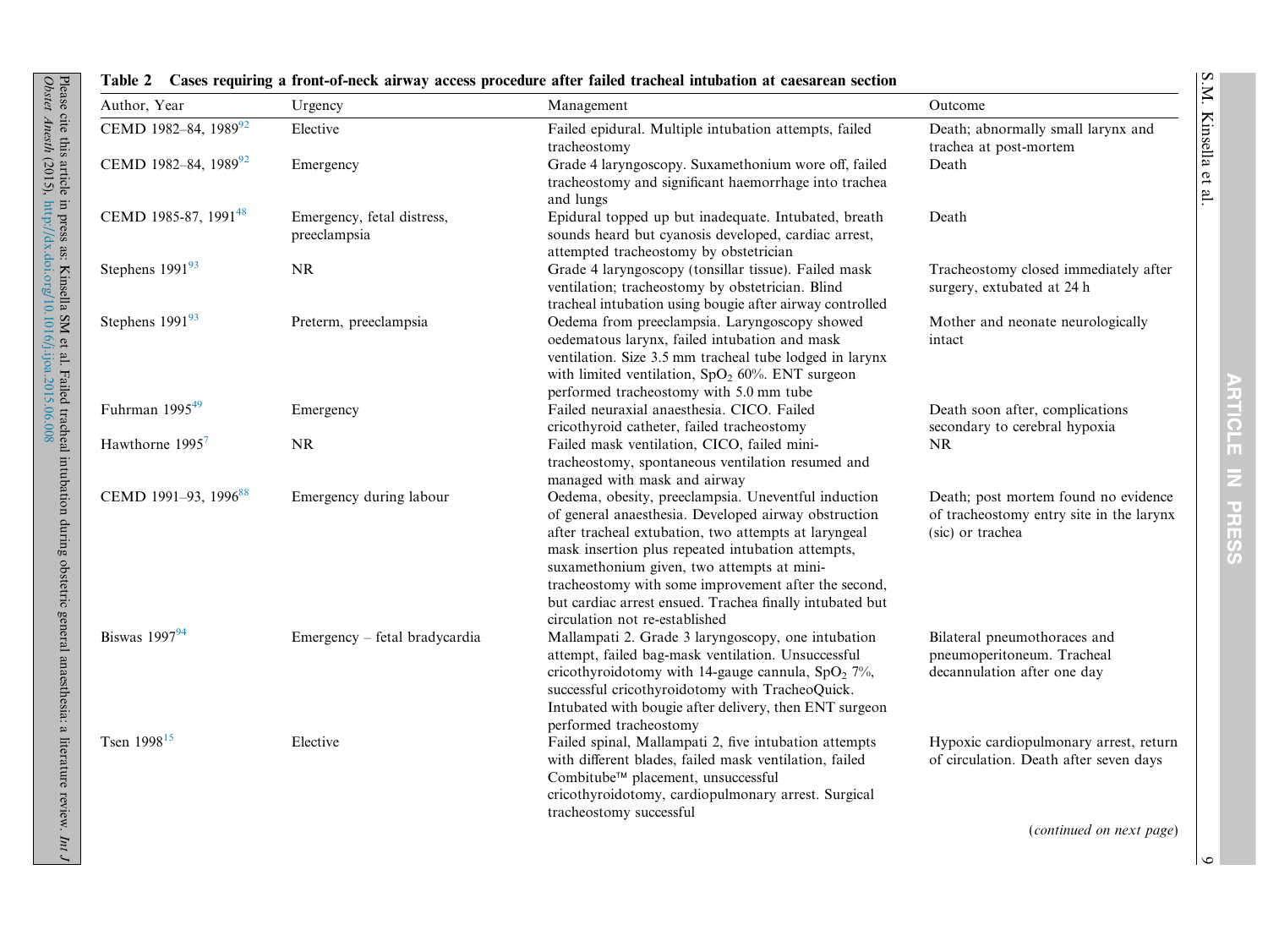**Table 2 Cases requiring a front-of-neck airway access procedure after failed tracheal intubation at caesarean section**

| Author, Year | Urgency | Management | Outcome |
|---|---|---|---|
| CEMD 1982–84, 1989[92] | Elective | Failed epidural. Multiple intubation attempts, failed tracheostomy | Death; abnormally small larynx and trachea at post-mortem |
| CEMD 1982–84, 1989[92] | Emergency | Grade 4 laryngoscopy. Suxamethonium wore off, failed tracheostomy and significant haemorrhage into trachea and lungs | Death |
| CEMD 1985-87, 1991[48] | Emergency, fetal distress, preeclampsia | Epidural topped up but inadequate. Intubated, breath sounds heard but cyanosis developed, cardiac arrest, attempted tracheostomy by obstetrician | Death |
| Stephens 1991[93] | NR | Grade 4 laryngoscopy (tonsillar tissue). Failed mask ventilation; tracheostomy by obstetrician. Blind tracheal intubation using bougie after airway controlled | Tracheostomy closed immediately after surgery, extubated at 24 h |
| Stephens 1991[93] | Preterm, preeclampsia | Oedema from preeclampsia. Laryngoscopy showed oedematous larynx, failed intubation and mask ventilation. Size 3.5 mm tracheal tube lodged in larynx with limited ventilation, $SpO_2$ 60%. ENT surgeon performed tracheostomy with 5.0 mm tube | Mother and neonate neurologically intact |
| Fuhrman 1995[49] | Emergency | Failed neuraxial anaesthesia. CICO. Failed cricothyroid catheter, failed tracheostomy | Death soon after, complications secondary to cerebral hypoxia |
| Hawthorne 1995[7] | NR | Failed mask ventilation, CICO, failed mini-tracheostomy, spontaneous ventilation resumed and managed with mask and airway | NR |
| CEMD 1991–93, 1996[88] | Emergency during labour | Oedema, obesity, preeclampsia. Uneventful induction of general anaesthesia. Developed airway obstruction after tracheal extubation, two attempts at laryngeal mask insertion plus repeated intubation attempts, suxamethonium given, two attempts at mini-tracheostomy with some improvement after the second, but cardiac arrest ensued. Trachea finally intubated but circulation not re-established | Death; post mortem found no evidence of tracheostomy entry site in the larynx (sic) or trachea |
| Biswas 1997[94] | Emergency – fetal bradycardia | Mallampati 2. Grade 3 laryngoscopy, one intubation attempt, failed bag-mask ventilation. Unsuccessful cricothyroidotomy with 14-gauge cannula, $SpO_2$ 7%, successful cricothyroidotomy with TracheoQuick. Intubated with bougie after delivery, then ENT surgeon performed tracheostomy | Bilateral pneumothoraces and pneumoperitoneum. Tracheal decannulation after one day |
| Tsen 1998[15] | Elective | Failed spinal, Mallampati 2, five intubation attempts with different blades, failed mask ventilation, failed Combitube™ placement, unsuccessful cricothyroidotomy, cardiopulmonary arrest. Surgical tracheostomy successful | Hypoxic cardiopulmonary arrest, return of circulation. Death after seven days |

(*continued on next page*)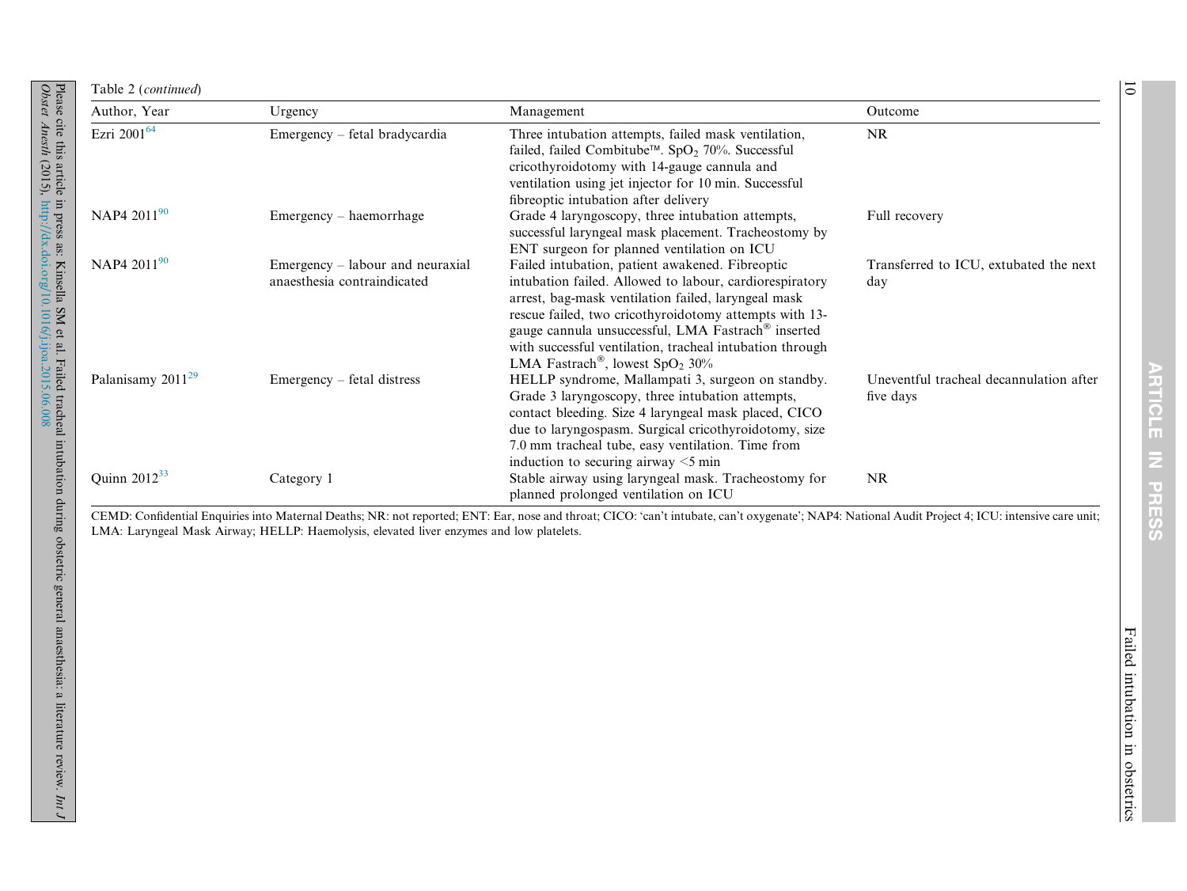Table 2 (*continued*)

| Author, Year | Urgency | Management | Outcome |
|---|---|---|---|
| Ezri 2001[64] | Emergency – fetal bradycardia | Three intubation attempts, failed mask ventilation, failed, failed Combitube™. $SpO_2$ 70%. Successful cricothyroidotomy with 14-gauge cannula and ventilation using jet injector for 10 min. Successful fibreoptic intubation after delivery | NR |
| NAP4 2011[90] | Emergency – haemorrhage | Grade 4 laryngoscopy, three intubation attempts, successful laryngeal mask placement. Tracheostomy by ENT surgeon for planned ventilation on ICU | Full recovery |
| NAP4 2011[90] | Emergency – labour and neuraxial anaesthesia contraindicated | Failed intubation, patient awakened. Fibreoptic intubation failed. Allowed to labour, cardiorespiratory arrest, bag-mask ventilation failed, laryngeal mask rescue failed, two cricothyroidotomy attempts with 13-gauge cannula unsuccessful, LMA Fastrach® inserted with successful ventilation, tracheal intubation through LMA Fastrach®, lowest $SpO_2$ 30% | Transferred to ICU, extubated the next day |
| Palanisamy 2011[29] | Emergency – fetal distress | HELLP syndrome, Mallampati 3, surgeon on standby. Grade 3 laryngoscopy, three intubation attempts, contact bleeding. Size 4 laryngeal mask placed, CICO due to laryngospasm. Surgical cricothyroidotomy, size 7.0 mm tracheal tube, easy ventilation. Time from induction to securing airway <5 min | Uneventful tracheal decannulation after five days |
| Quinn 2012[33] | Category 1 | Stable airway using laryngeal mask. Tracheostomy for planned prolonged ventilation on ICU | NR |

CEMD: Confidential Enquiries into Maternal Deaths; NR: not reported; ENT: Ear, nose and throat; CICO: 'can't intubate, can't oxygenate'; NAP4: National Audit Project 4; ICU: intensive care unit; LMA: Laryngeal Mask Airway; HELLP: Haemolysis, elevated liver enzymes and low platelets.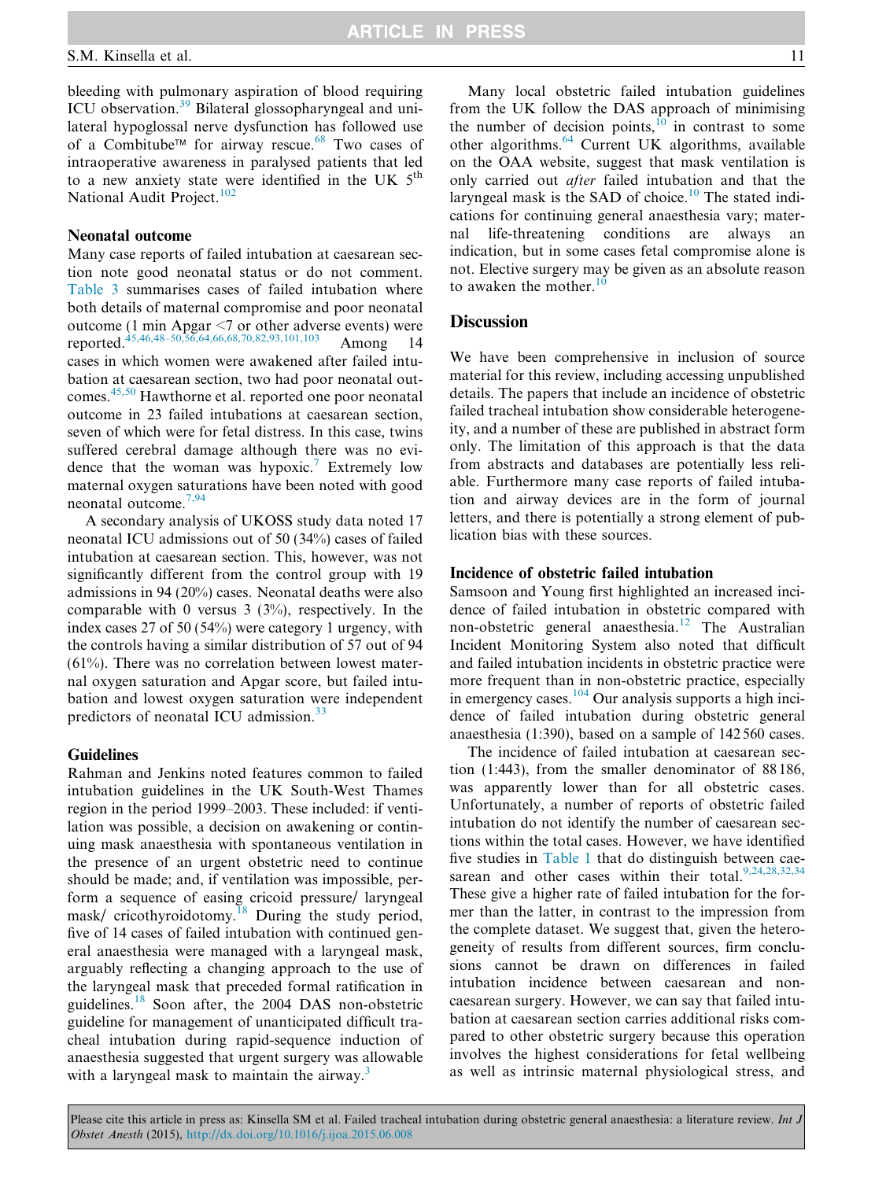bleeding with pulmonary aspiration of blood requiring ICU observation.[39] Bilateral glossopharyngeal and unilateral hypoglossal nerve dysfunction has followed use of a Combitube™ for airway rescue.[68] Two cases of intraoperative awareness in paralysed patients that led to a new anxiety state were identified in the UK 5th National Audit Project.[102]

### Neonatal outcome

Many case reports of failed intubation at caesarean section note good neonatal status or do not comment. Table 3 summarises cases of failed intubation where both details of maternal compromise and poor neonatal outcome (1 min Apgar <7 or other adverse events) were reported.[45,46,48–50,56,64,66,68,70,82,93,101,103] Among 14 cases in which women were awakened after failed intubation at caesarean section, two had poor neonatal outcomes.[45,50] Hawthorne et al. reported one poor neonatal outcome in 23 failed intubations at caesarean section, seven of which were for fetal distress. In this case, twins suffered cerebral damage although there was no evidence that the woman was hypoxic.[7] Extremely low maternal oxygen saturations have been noted with good neonatal outcome.[7,94]

A secondary analysis of UKOSS study data noted 17 neonatal ICU admissions out of 50 (34%) cases of failed intubation at caesarean section. This, however, was not significantly different from the control group with 19 admissions in 94 (20%) cases. Neonatal deaths were also comparable with 0 versus 3 (3%), respectively. In the index cases 27 of 50 (54%) were category 1 urgency, with the controls having a similar distribution of 57 out of 94 (61%). There was no correlation between lowest maternal oxygen saturation and Apgar score, but failed intubation and lowest oxygen saturation were independent predictors of neonatal ICU admission.[33]

### Guidelines

Rahman and Jenkins noted features common to failed intubation guidelines in the UK South-West Thames region in the period 1999–2003. These included: if ventilation was possible, a decision on awakening or continuing mask anaesthesia with spontaneous ventilation in the presence of an urgent obstetric need to continue should be made; and, if ventilation was impossible, perform a sequence of easing cricoid pressure/ laryngeal mask/ cricothyroidotomy.[18] During the study period, five of 14 cases of failed intubation with continued general anaesthesia were managed with a laryngeal mask, arguably reflecting a changing approach to the use of the laryngeal mask that preceded formal ratification in guidelines.[18] Soon after, the 2004 DAS non-obstetric guideline for management of unanticipated difficult tracheal intubation during rapid-sequence induction of anaesthesia suggested that urgent surgery was allowable with a laryngeal mask to maintain the airway.[3]

Many local obstetric failed intubation guidelines from the UK follow the DAS approach of minimising the number of decision points,[10] in contrast to some other algorithms.[64] Current UK algorithms, available on the OAA website, suggest that mask ventilation is only carried out *after* failed intubation and that the laryngeal mask is the SAD of choice.[10] The stated indications for continuing general anaesthesia vary; maternal life-threatening conditions are always an indication, but in some cases fetal compromise alone is not. Elective surgery may be given as an absolute reason to awaken the mother.[10]

## Discussion

We have been comprehensive in inclusion of source material for this review, including accessing unpublished details. The papers that include an incidence of obstetric failed tracheal intubation show considerable heterogeneity, and a number of these are published in abstract form only. The limitation of this approach is that the data from abstracts and databases are potentially less reliable. Furthermore many case reports of failed intubation and airway devices are in the form of journal letters, and there is potentially a strong element of publication bias with these sources.

### Incidence of obstetric failed intubation

Samsoon and Young first highlighted an increased incidence of failed intubation in obstetric compared with non-obstetric general anaesthesia.[12] The Australian Incident Monitoring System also noted that difficult and failed intubation incidents in obstetric practice were more frequent than in non-obstetric practice, especially in emergency cases.[104] Our analysis supports a high incidence of failed intubation during obstetric general anaesthesia (1:390), based on a sample of 142 560 cases.

The incidence of failed intubation at caesarean section (1:443), from the smaller denominator of 88 186, was apparently lower than for all obstetric cases. Unfortunately, a number of reports of obstetric failed intubation do not identify the number of caesarean sections within the total cases. However, we have identified five studies in Table 1 that do distinguish between caesarean and other cases within their total.[9,24,28,32,34] These give a higher rate of failed intubation for the former than the latter, in contrast to the impression from the complete dataset. We suggest that, given the heterogeneity of results from different sources, firm conclusions cannot be drawn on differences in failed intubation incidence between caesarean and non-caesarean surgery. However, we can say that failed intubation at caesarean section carries additional risks compared to other obstetric surgery because this operation involves the highest considerations for fetal wellbeing as well as intrinsic maternal physiological stress, and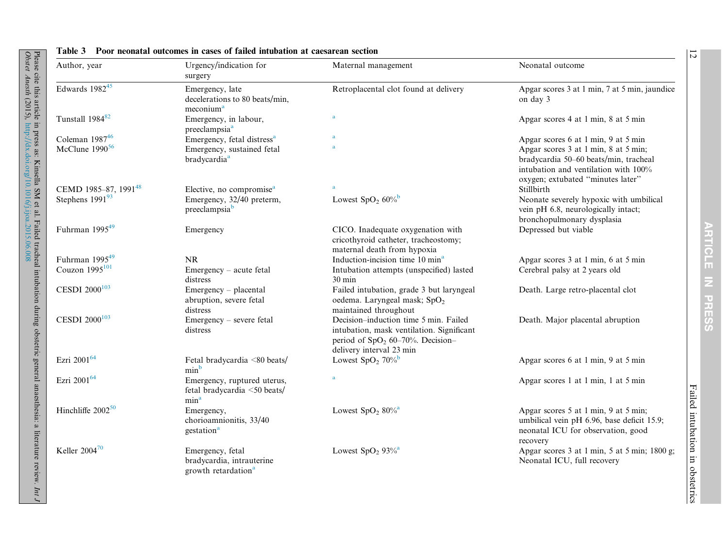**Table 3 Poor neonatal outcomes in cases of failed intubation at caesarean section**

| Author, year | Urgency/indication for surgery | Maternal management | Neonatal outcome |
| --- | --- | --- | --- |
| Edwards 1982[45] | Emergency, late decelerations to 80 beats/min, meconium[a] | Retroplacental clot found at delivery | Apgar scores 3 at 1 min, 7 at 5 min, jaundice on day 3 |
| Tunstall 1984[82] | Emergency, in labour, preeclampsia[a] | [a] | Apgar scores 4 at 1 min, 8 at 5 min |
| Coleman 1987[46] | Emergency, fetal distress[a] | [a] | Apgar scores 6 at 1 min, 9 at 5 min |
| McClune 1990[56] | Emergency, sustained fetal bradycardia[a] | [a] | Apgar scores 3 at 1 min, 8 at 5 min; bradycardia 50–60 beats/min, tracheal intubation and ventilation with 100% oxygen; extubated "minutes later" |
| CEMD 1985–87, 1991[48] | Elective, no compromise[a] | [a] | Stillbirth |
| Stephens 1991[93] | Emergency, 32/40 preterm, preeclampsia[b] | Lowest $SpO_2$ 60%[b] | Neonate severely hypoxic with umbilical vein pH 6.8, neurologically intact; bronchopulmonary dysplasia |
| Fuhrman 1995[49] | Emergency | CICO. Inadequate oxygenation with cricothyroid catheter, tracheostomy; maternal death from hypoxia | Depressed but viable |
| Fuhrman 1995[49] | NR | Induction-incision time 10 min[a] | Apgar scores 3 at 1 min, 6 at 5 min |
| Couzon 1995[101] | Emergency – acute fetal distress | Intubation attempts (unspecified) lasted 30 min | Cerebral palsy at 2 years old |
| CESDI 2000[103] | Emergency – placental abruption, severe fetal distress | Failed intubation, grade 3 but laryngeal oedema. Laryngeal mask; $SpO_2$ maintained throughout | Death. Large retro-placental clot |
| CESDI 2000[103] | Emergency – severe fetal distress | Decision–induction time 5 min. Failed intubation, mask ventilation. Significant period of $SpO_2$ 60–70%. Decision–delivery interval 23 min | Death. Major placental abruption |
| Ezri 2001[64] | Fetal bradycardia <80 beats/min[b] | Lowest $SpO_2$ 70%[b] | Apgar scores 6 at 1 min, 9 at 5 min |
| Ezri 2001[64] | Emergency, ruptured uterus, fetal bradycardia <50 beats/min[a] | [a] | Apgar scores 1 at 1 min, 1 at 5 min |
| Hinchliffe 2002[50] | Emergency, chorioamnionitis, 33/40 gestation[a] | Lowest $SpO_2$ 80%[a] | Apgar scores 5 at 1 min, 9 at 5 min; umbilical vein pH 6.96, base deficit 15.9; neonatal ICU for observation, good recovery |
| Keller 2004[70] | Emergency, fetal bradycardia, intrauterine growth retardation[a] | Lowest $SpO_2$ 93%[a] | Apgar scores 3 at 1 min, 5 at 5 min; 1800 g; Neonatal ICU, full recovery |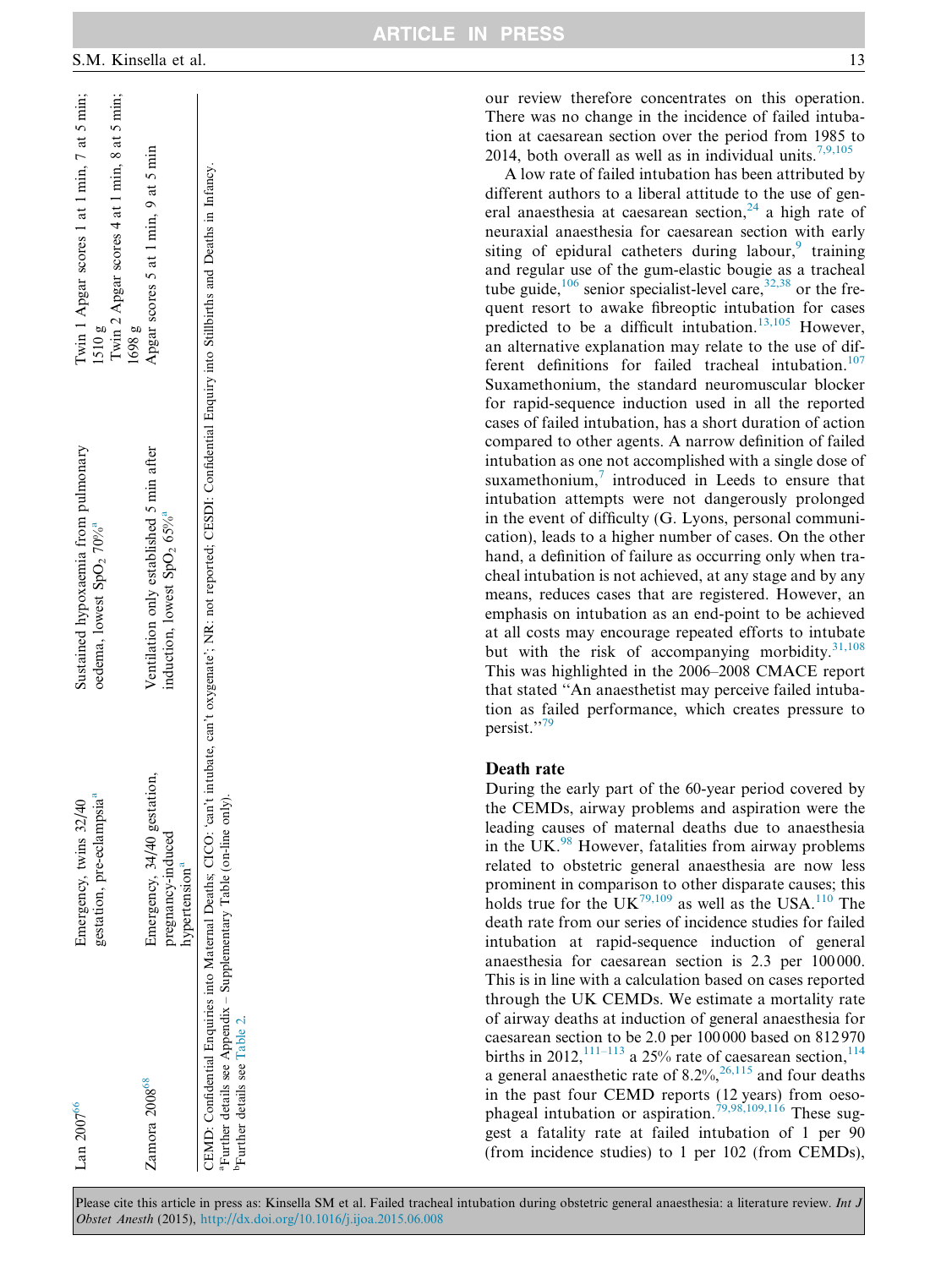| | | | |
|---|---|---|---|
| Lan 2007[66] | Emergency, twins 32/40 gestation, pre-eclampsia[a] | Sustained hypoxaemia from pulmonary oedema, lowest $SpO_2$ 70%[a] | Twin 1 Apgar scores 1 at 1 min, 7 at 5 min; 1510 g<br>Twin 2 Apgar scores 4 at 1 min, 8 at 5 min; 1698 g |
| Zamora 2008[68] | Emergency, 34/40 gestation, pregnancy-induced hypertension[a] | Ventilation only established 5 min after induction, lowest $SpO_2$ 65%[a] | Apgar scores 5 at 1 min, 9 at 5 min |

CEMD: Confidential Enquiries into Maternal Deaths; CICO: 'can't intubate, can't oxygenate'; NR: not reported; CESDI: Confidential Enquiry into Stillbirths and Deaths in Infancy.
[a]Further details see Appendix – Supplementary Table (on-line only).
[b]Further details see Table 2.

our review therefore concentrates on this operation. There was no change in the incidence of failed intubation at caesarean section over the period from 1985 to 2014, both overall as well as in individual units.[7,9,105]

A low rate of failed intubation has been attributed by different authors to a liberal attitude to the use of general anaesthesia at caesarean section,[24] a high rate of neuraxial anaesthesia for caesarean section with early siting of epidural catheters during labour,[9] training and regular use of the gum-elastic bougie as a tracheal tube guide,[106] senior specialist-level care,[32,38] or the frequent resort to awake fibreoptic intubation for cases predicted to be a difficult intubation.[13,105] However, an alternative explanation may relate to the use of different definitions for failed tracheal intubation.[107] Suxamethonium, the standard neuromuscular blocker for rapid-sequence induction used in all the reported cases of failed intubation, has a short duration of action compared to other agents. A narrow definition of failed intubation as one not accomplished with a single dose of suxamethonium,[7] introduced in Leeds to ensure that intubation attempts were not dangerously prolonged in the event of difficulty (G. Lyons, personal communication), leads to a higher number of cases. On the other hand, a definition of failure as occurring only when tracheal intubation is not achieved, at any stage and by any means, reduces cases that are registered. However, an emphasis on intubation as an end-point to be achieved at all costs may encourage repeated efforts to intubate but with the risk of accompanying morbidity.[31,108] This was highlighted in the 2006–2008 CMACE report that stated "An anaesthetist may perceive failed intubation as failed performance, which creates pressure to persist."[79]

## Death rate

During the early part of the 60-year period covered by the CEMDs, airway problems and aspiration were the leading causes of maternal deaths due to anaesthesia in the UK.[98] However, fatalities from airway problems related to obstetric general anaesthesia are now less prominent in comparison to other disparate causes; this holds true for the UK[79,109] as well as the USA.[110] The death rate from our series of incidence studies for failed intubation at rapid-sequence induction of general anaesthesia for caesarean section is 2.3 per 100 000. This is in line with a calculation based on cases reported through the UK CEMDs. We estimate a mortality rate of airway deaths at induction of general anaesthesia for caesarean section to be 2.0 per 100 000 based on 812 970 births in 2012,[111–113] a 25% rate of caesarean section,[114] a general anaesthetic rate of 8.2%,[26,115] and four deaths in the past four CEMD reports (12 years) from oesophageal intubation or aspiration.[79,98,109,116] These suggest a fatality rate at failed intubation of 1 per 90 (from incidence studies) to 1 per 102 (from CEMDs),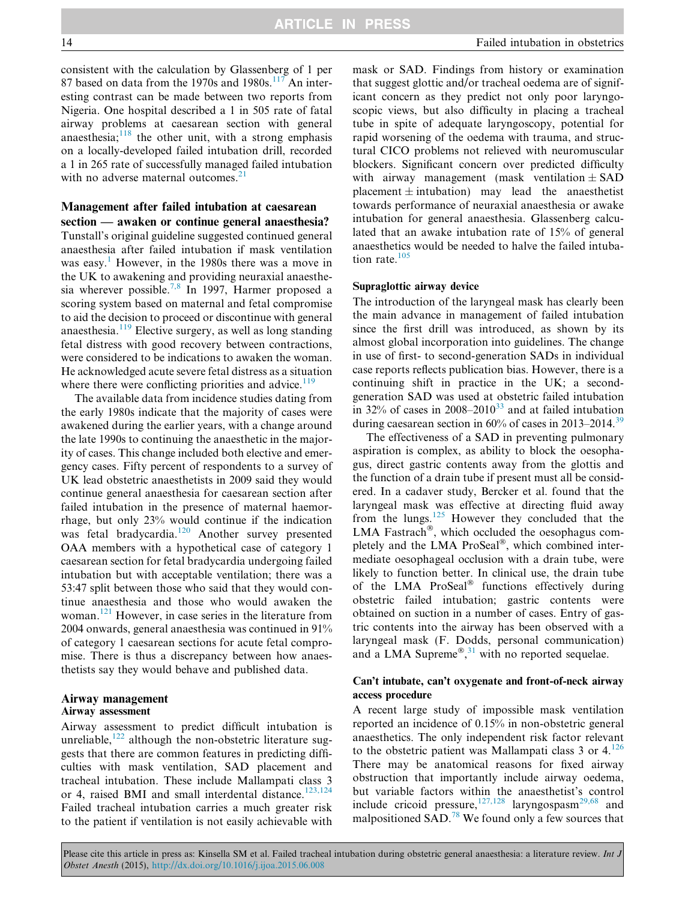consistent with the calculation by Glassenberg of 1 per 87 based on data from the 1970s and 1980s.[117] An interesting contrast can be made between two reports from Nigeria. One hospital described a 1 in 505 rate of fatal airway problems at caesarean section with general anaesthesia;[118] the other unit, with a strong emphasis on a locally-developed failed intubation drill, recorded a 1 in 265 rate of successfully managed failed intubation with no adverse maternal outcomes.[21]

## Management after failed intubation at caesarean section — awaken or continue general anaesthesia?

Tunstall's original guideline suggested continued general anaesthesia after failed intubation if mask ventilation was easy.[1] However, in the 1980s there was a move in the UK to awakening and providing neuraxial anaesthesia wherever possible.[7,8] In 1997, Harmer proposed a scoring system based on maternal and fetal compromise to aid the decision to proceed or discontinue with general anaesthesia.[119] Elective surgery, as well as long standing fetal distress with good recovery between contractions, were considered to be indications to awaken the woman. He acknowledged acute severe fetal distress as a situation where there were conflicting priorities and advice.[119]

The available data from incidence studies dating from the early 1980s indicate that the majority of cases were awakened during the earlier years, with a change around the late 1990s to continuing the anaesthetic in the majority of cases. This change included both elective and emergency cases. Fifty percent of respondents to a survey of UK lead obstetric anaesthetists in 2009 said they would continue general anaesthesia for caesarean section after failed intubation in the presence of maternal haemorrhage, but only 23% would continue if the indication was fetal bradycardia.[120] Another survey presented OAA members with a hypothetical case of category 1 caesarean section for fetal bradycardia undergoing failed intubation but with acceptable ventilation; there was a 53:47 split between those who said that they would continue anaesthesia and those who would awaken the woman.[121] However, in case series in the literature from 2004 onwards, general anaesthesia was continued in 91% of category 1 caesarean sections for acute fetal compromise. There is thus a discrepancy between how anaesthetists say they would behave and published data.

## Airway management

### Airway assessment

Airway assessment to predict difficult intubation is unreliable,[122] although the non-obstetric literature suggests that there are common features in predicting difficulties with mask ventilation, SAD placement and tracheal intubation. These include Mallampati class 3 or 4, raised BMI and small interdental distance.[123,124] Failed tracheal intubation carries a much greater risk to the patient if ventilation is not easily achievable with mask or SAD. Findings from history or examination that suggest glottic and/or tracheal oedema are of significant concern as they predict not only poor laryngoscopic views, but also difficulty in placing a tracheal tube in spite of adequate laryngoscopy, potential for rapid worsening of the oedema with trauma, and structural CICO problems not relieved with neuromuscular blockers. Significant concern over predicted difficulty with airway management (mask ventilation ± SAD placement ± intubation) may lead the anaesthetist towards performance of neuraxial anaesthesia or awake intubation for general anaesthesia. Glassenberg calculated that an awake intubation rate of 15% of general anaesthetics would be needed to halve the failed intubation rate.[105]

### Supraglottic airway device

The introduction of the laryngeal mask has clearly been the main advance in management of failed intubation since the first drill was introduced, as shown by its almost global incorporation into guidelines. The change in use of first- to second-generation SADs in individual case reports reflects publication bias. However, there is a continuing shift in practice in the UK; a second-generation SAD was used at obstetric failed intubation in 32% of cases in 2008–2010[33] and at failed intubation during caesarean section in 60% of cases in 2013–2014.[39]

The effectiveness of a SAD in preventing pulmonary aspiration is complex, as ability to block the oesophagus, direct gastric contents away from the glottis and the function of a drain tube if present must all be considered. In a cadaver study, Bercker et al. found that the laryngeal mask was effective at directing fluid away from the lungs.[125] However they concluded that the LMA Fastrach®, which occluded the oesophagus completely and the LMA ProSeal®, which combined intermediate oesophageal occlusion with a drain tube, were likely to function better. In clinical use, the drain tube of the LMA ProSeal® functions effectively during obstetric failed intubation; gastric contents were obtained on suction in a number of cases. Entry of gastric contents into the airway has been observed with a laryngeal mask (F. Dodds, personal communication) and a LMA Supreme®,[31] with no reported sequelae.

### Can't intubate, can't oxygenate and front-of-neck airway access procedure

A recent large study of impossible mask ventilation reported an incidence of 0.15% in non-obstetric general anaesthetics. The only independent risk factor relevant to the obstetric patient was Mallampati class 3 or 4.[126] There may be anatomical reasons for fixed airway obstruction that importantly include airway oedema, but variable factors within the anaesthetist's control include cricoid pressure,[127,128] laryngospasm[29,68] and malpositioned SAD.[78] We found only a few sources that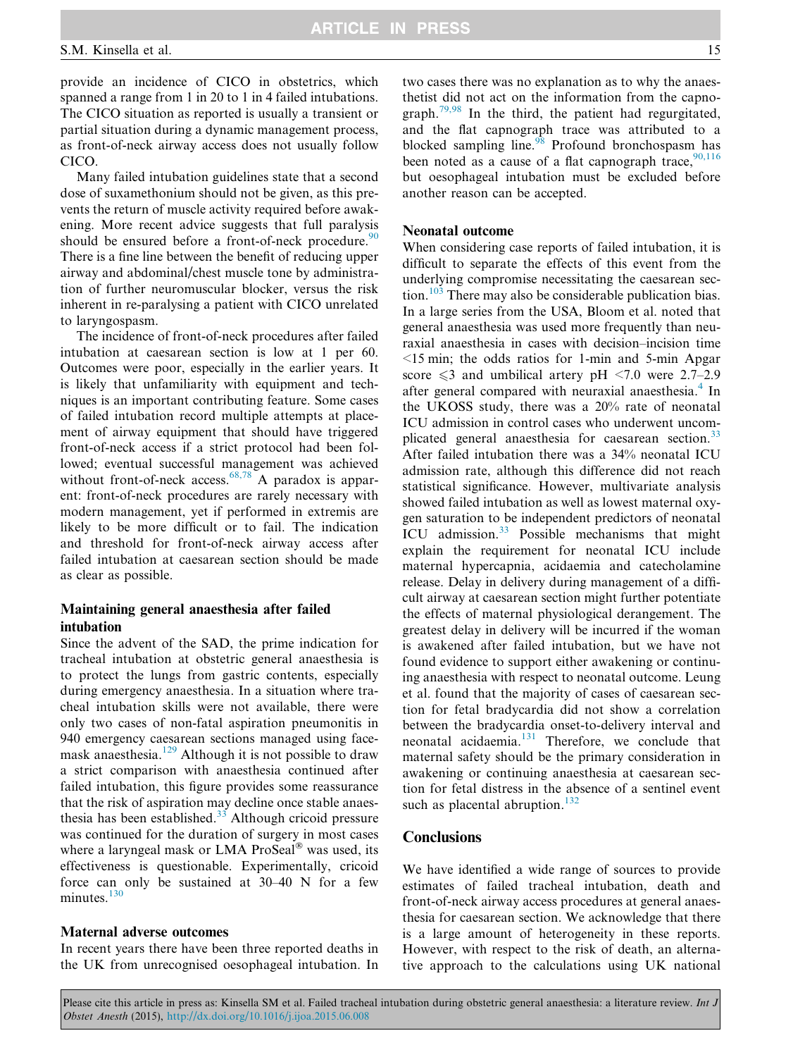provide an incidence of CICO in obstetrics, which spanned a range from 1 in 20 to 1 in 4 failed intubations. The CICO situation as reported is usually a transient or partial situation during a dynamic management process, as front-of-neck airway access does not usually follow CICO.

Many failed intubation guidelines state that a second dose of suxamethonium should not be given, as this prevents the return of muscle activity required before awakening. More recent advice suggests that full paralysis should be ensured before a front-of-neck procedure.[90] There is a fine line between the benefit of reducing upper airway and abdominal/chest muscle tone by administration of further neuromuscular blocker, versus the risk inherent in re-paralysing a patient with CICO unrelated to laryngospasm.

The incidence of front-of-neck procedures after failed intubation at caesarean section is low at 1 per 60. Outcomes were poor, especially in the earlier years. It is likely that unfamiliarity with equipment and techniques is an important contributing feature. Some cases of failed intubation record multiple attempts at placement of airway equipment that should have triggered front-of-neck access if a strict protocol had been followed; eventual successful management was achieved without front-of-neck access.[68,78] A paradox is apparent: front-of-neck procedures are rarely necessary with modern management, yet if performed in extremis are likely to be more difficult or to fail. The indication and threshold for front-of-neck airway access after failed intubation at caesarean section should be made as clear as possible.

## Maintaining general anaesthesia after failed intubation

Since the advent of the SAD, the prime indication for tracheal intubation at obstetric general anaesthesia is to protect the lungs from gastric contents, especially during emergency anaesthesia. In a situation where tracheal intubation skills were not available, there were only two cases of non-fatal aspiration pneumonitis in 940 emergency caesarean sections managed using facemask anaesthesia.[129] Although it is not possible to draw a strict comparison with anaesthesia continued after failed intubation, this figure provides some reassurance that the risk of aspiration may decline once stable anaesthesia has been established.[33] Although cricoid pressure was continued for the duration of surgery in most cases where a laryngeal mask or LMA ProSeal® was used, its effectiveness is questionable. Experimentally, cricoid force can only be sustained at 30–40 N for a few minutes.[130]

## Maternal adverse outcomes

In recent years there have been three reported deaths in the UK from unrecognised oesophageal intubation. In two cases there was no explanation as to why the anaesthetist did not act on the information from the capnograph.[79,98] In the third, the patient had regurgitated, and the flat capnograph trace was attributed to a blocked sampling line.[98] Profound bronchospasm has been noted as a cause of a flat capnograph trace,[90,116] but oesophageal intubation must be excluded before another reason can be accepted.

## Neonatal outcome

When considering case reports of failed intubation, it is difficult to separate the effects of this event from the underlying compromise necessitating the caesarean section.[103] There may also be considerable publication bias. In a large series from the USA, Bloom et al. noted that general anaesthesia was used more frequently than neuraxial anaesthesia in cases with decision–incision time <15 min; the odds ratios for 1-min and 5-min Apgar score ⩽3 and umbilical artery pH <7.0 were 2.7–2.9 after general compared with neuraxial anaesthesia.[4] In the UKOSS study, there was a 20% rate of neonatal ICU admission in control cases who underwent uncomplicated general anaesthesia for caesarean section.[33] After failed intubation there was a 34% neonatal ICU admission rate, although this difference did not reach statistical significance. However, multivariate analysis showed failed intubation as well as lowest maternal oxygen saturation to be independent predictors of neonatal ICU admission.[33] Possible mechanisms that might explain the requirement for neonatal ICU include maternal hypercapnia, acidaemia and catecholamine release. Delay in delivery during management of a difficult airway at caesarean section might further potentiate the effects of maternal physiological derangement. The greatest delay in delivery will be incurred if the woman is awakened after failed intubation, but we have not found evidence to support either awakening or continuing anaesthesia with respect to neonatal outcome. Leung et al. found that the majority of cases of caesarean section for fetal bradycardia did not show a correlation between the bradycardia onset-to-delivery interval and neonatal acidaemia.[131] Therefore, we conclude that maternal safety should be the primary consideration in awakening or continuing anaesthesia at caesarean section for fetal distress in the absence of a sentinel event such as placental abruption.[132]

# Conclusions

We have identified a wide range of sources to provide estimates of failed tracheal intubation, death and front-of-neck airway access procedures at general anaesthesia for caesarean section. We acknowledge that there is a large amount of heterogeneity in these reports. However, with respect to the risk of death, an alternative approach to the calculations using UK national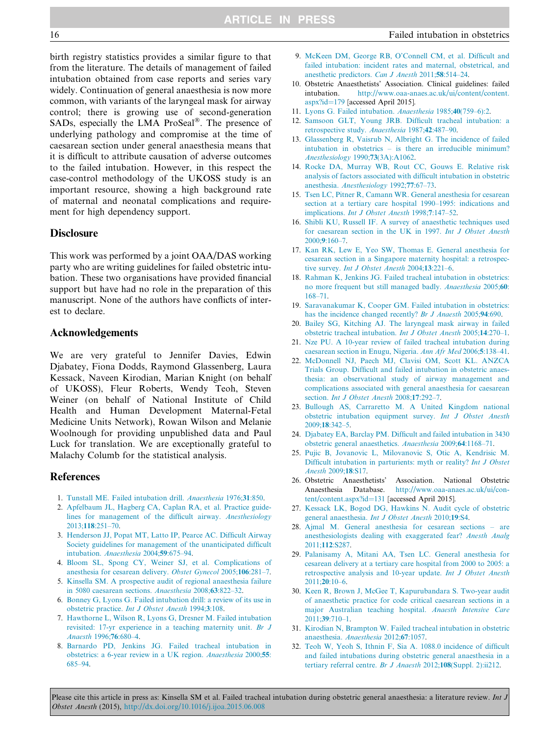birth registry statistics provides a similar figure to that from the literature. The details of management of failed intubation obtained from case reports and series vary widely. Continuation of general anaesthesia is now more common, with variants of the laryngeal mask for airway control; there is growing use of second-generation SADs, especially the LMA ProSeal®. The presence of underlying pathology and compromise at the time of caesarean section under general anaesthesia means that it is difficult to attribute causation of adverse outcomes to the failed intubation. However, in this respect the case-control methodology of the UKOSS study is an important resource, showing a high background rate of maternal and neonatal complications and requirement for high dependency support.

## Disclosure

This work was performed by a joint OAA/DAS working party who are writing guidelines for failed obstetric intubation. These two organisations have provided financial support but have had no role in the preparation of this manuscript. None of the authors have conflicts of interest to declare.

## Acknowledgements

We are very grateful to Jennifer Davies, Edwin Djabatey, Fiona Dodds, Raymond Glassenberg, Laura Kessack, Naveen Kirodian, Marian Knight (on behalf of UKOSS), Fleur Roberts, Wendy Teoh, Steven Weiner (on behalf of National Institute of Child Health and Human Development Maternal-Fetal Medicine Units Network), Rowan Wilson and Melanie Woolnough for providing unpublished data and Paul Luck for translation. We are exceptionally grateful to Malachy Columb for the statistical analysis.

## References

1. Tunstall ME. Failed intubation drill. *Anaesthesia* 1976;**31**:850.
2. Apfelbaum JL, Hagberg CA, Caplan RA, et al. Practice guidelines for management of the difficult airway. *Anesthesiology* 2013;**118**:251–70.
3. Henderson JJ, Popat MT, Latto IP, Pearce AC. Difficult Airway Society guidelines for management of the unanticipated difficult intubation. *Anaesthesia* 2004;**59**:675–94.
4. Bloom SL, Spong CY, Weiner SJ, et al. Complications of anesthesia for cesarean delivery. *Obstet Gynecol* 2005;**106**:281–7.
5. Kinsella SM. A prospective audit of regional anaesthesia failure in 5080 caesarean sections. *Anaesthesia* 2008;**63**:822–32.
6. Bonney G, Lyons G. Failed intubation drill: a review of its use in obstetric practice. *Int J Obstet Anesth* 1994;**3**:108.
7. Hawthorne L, Wilson R, Lyons G, Dresner M. Failed intubation revisited: 17-yr experience in a teaching maternity unit. *Br J Anaesth* 1996;**76**:680–4.
8. Barnardo PD, Jenkins JG. Failed tracheal intubation in obstetrics: a 6-year review in a UK region. *Anaesthesia* 2000;**55**: 685–94.
9. McKeen DM, George RB, O'Connell CM, et al. Difficult and failed intubation: incident rates and maternal, obstetrical, and anesthetic predictors. *Can J Anesth* 2011;**58**:514–24.
10. Obstetric Anaesthetists' Association. Clinical guidelines: failed intubation. http://www.oaa-anaes.ac.uk/ui/content/content.aspx?id=179 [accessed April 2015].
11. Lyons G. Failed intubation. *Anaesthesia* 1985;**40**(759–6):2.
12. Samsoon GLT, Young JRB. Difficult tracheal intubation: a retrospective study. *Anaesthesia* 1987;**42**:487–90.
13. Glassenberg R, Vaisrub N, Albright G. The incidence of failed intubation in obstetrics – is there an irreducible minimum? *Anesthesiology* 1990;**73**(3A):A1062.
14. Rocke DA, Murray WB, Rout CC, Gouws E. Relative risk analysis of factors associated with difficult intubation in obstetric anesthesia. *Anesthesiology* 1992;**77**:67–73.
15. Tsen LC, Pitner R, Camann WR. General anesthesia for cesarean section at a tertiary care hospital 1990–1995: indications and implications. *Int J Obstet Anesth* 1998;**7**:147–52.
16. Shibli KU, Russell IF. A survey of anaesthetic techniques used for caesarean section in the UK in 1997. *Int J Obstet Anesth* 2000;**9**:160–7.
17. Kan RK, Lew E, Yeo SW, Thomas E. General anesthesia for cesarean section in a Singapore maternity hospital: a retrospective survey. *Int J Obstet Anesth* 2004;**13**:221–6.
18. Rahman K, Jenkins JG. Failed tracheal intubation in obstetrics: no more frequent but still managed badly. *Anaesthesia* 2005;**60**: 168–71.
19. Saravanakumar K, Cooper GM. Failed intubation in obstetrics: has the incidence changed recently? *Br J Anaesth* 2005;**94**:690.
20. Bailey SG, Kitching AJ. The laryngeal mask airway in failed obstetric tracheal intubation. *Int J Obstet Anesth* 2005;**14**:270–1.
21. Nze PU. A 10-year review of failed tracheal intubation during caesarean section in Enugu, Nigeria. *Ann Afr Med* 2006;**5**:138–41.
22. McDonnell NJ, Paech MJ, Clavisi OM, Scott KL. ANZCA Trials Group. Difficult and failed intubation in obstetric anaesthesia: an observational study of airway management and complications associated with general anaesthesia for caesarean section. *Int J Obstet Anesth* 2008;**17**:292–7.
23. Bullough AS, Carraretto M. A United Kingdom national obstetric intubation equipment survey. *Int J Obstet Anesth* 2009;**18**:342–5.
24. Djabatey EA, Barclay PM. Difficult and failed intubation in 3430 obstetric general anaesthetics. *Anaesthesia* 2009;**64**:1168–71.
25. Pujic B, Jovanovic L, Milovanovic S, Otic A, Kendrisic M. Difficult intubation in parturients: myth or reality? *Int J Obstet Anesth* 2009;**18**:S17.
26. Obstetric Anaesthetists' Association. National Obstetric Anaesthesia Database. http://www.oaa-anaes.ac.uk/ui/content/content.aspx?id=131 [accessed April 2015].
27. Kessack LK, Bogod DG, Hawkins N. Audit cycle of obstetric general anaesthesia. *Int J Obstet Anesth* 2010;**19**:S4.
28. Ajmal M. General anesthesia for cesarean sections – are anesthesiologists dealing with exaggerated fear? *Anesth Analg* 2011;**112**:S287.
29. Palanisamy A, Mitani AA, Tsen LC. General anesthesia for cesarean delivery at a tertiary care hospital from 2000 to 2005: a retrospective analysis and 10-year update. *Int J Obstet Anesth* 2011;**20**:10–6.
30. Keen R, Brown J, McGee T, Kapurubandara S. Two-year audit of anaesthetic practice for code critical caesarean sections in a major Australian teaching hospital. *Anaesth Intensive Care* 2011;**39**:710–1.
31. Kirodian N, Brampton W. Failed tracheal intubation in obstetric anaesthesia. *Anaesthesia* 2012;**67**:1057.
32. Teoh W, Yeoh S, Ithnin F, Sia A. 1088.0 incidence of difficult and failed intubations during obstetric general anaesthesia in a tertiary referral centre. *Br J Anaesth* 2012;**108**(Suppl. 2):ii212.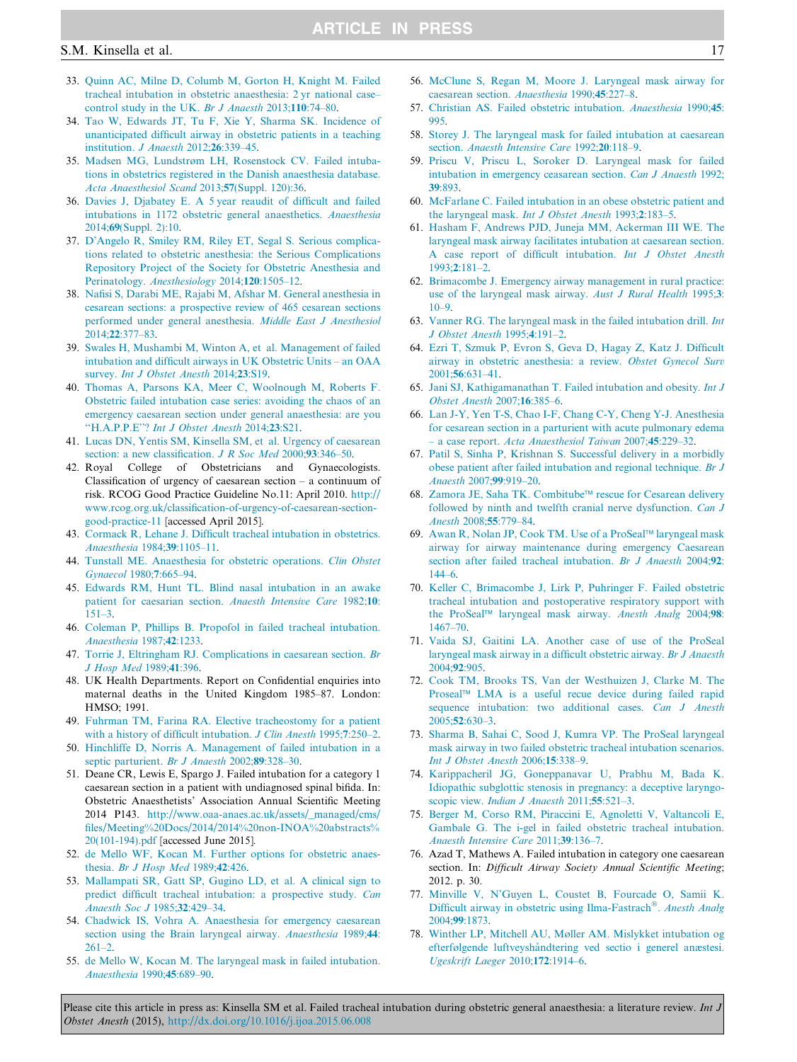33. Quinn AC, Milne D, Columb M, Gorton H, Knight M. Failed tracheal intubation in obstetric anaesthesia: 2 yr national case–control study in the UK. *Br J Anaesth* 2013;**110**:74–80.
34. Tao W, Edwards JT, Tu F, Xie Y, Sharma SK. Incidence of unanticipated difficult airway in obstetric patients in a teaching institution. *J Anaesth* 2012;**26**:339–45.
35. Madsen MG, Lundstrøm LH, Rosenstock CV. Failed intubations in obstetrics registered in the Danish anaesthesia database. *Acta Anaesthesiol Scand* 2013;**57**(Suppl. 120):36.
36. Davies J, Djabatey E. A 5 year reaudit of difficult and failed intubations in 1172 obstetric general anaesthetics. *Anaesthesia* 2014;**69**(Suppl. 2):10.
37. D'Angelo R, Smiley RM, Riley ET, Segal S. Serious complications related to obstetric anesthesia: the Serious Complications Repository Project of the Society for Obstetric Anesthesia and Perinatology. *Anesthesiology* 2014;**120**:1505–12.
38. Nafisi S, Darabi ME, Rajabi M, Afshar M. General anesthesia in cesarean sections: a prospective review of 465 cesarean sections performed under general anesthesia. *Middle East J Anesthesiol* 2014;**22**:377–83.
39. Swales H, Mushambi M, Winton A, et al. Management of failed intubation and difficult airways in UK Obstetric Units – an OAA survey. *Int J Obstet Anesth* 2014;**23**:S19.
40. Thomas A, Parsons KA, Meer C, Woolnough M, Roberts F. Obstetric failed intubation case series: avoiding the chaos of an emergency caesarean section under general anaesthesia: are you "H.A.P.P.E"? *Int J Obstet Anesth* 2014;**23**:S21.
41. Lucas DN, Yentis SM, Kinsella SM, et al. Urgency of caesarean section: a new classification. *J R Soc Med* 2000;**93**:346–50.
42. Royal College of Obstetricians and Gynaecologists. Classification of urgency of caesarean section – a continuum of risk. RCOG Good Practice Guideline No.11: April 2010. http://www.rcog.org.uk/classification-of-urgency-of-caesarean-section-good-practice-11 [accessed April 2015].
43. Cormack R, Lehane J. Difficult tracheal intubation in obstetrics. *Anaesthesia* 1984;**39**:1105–11.
44. Tunstall ME. Anaesthesia for obstetric operations. *Clin Obstet Gynaecol* 1980;**7**:665–94.
45. Edwards RM, Hunt TL. Blind nasal intubation in an awake patient for caesarian section. *Anaesth Intensive Care* 1982;**10**:151–3.
46. Coleman P, Phillips B. Propofol in failed tracheal intubation. *Anaesthesia* 1987;**42**:1233.
47. Torrie J, Eltringham RJ. Complications in caesarean section. *Br J Hosp Med* 1989;**41**:396.
48. UK Health Departments. Report on Confidential enquiries into maternal deaths in the United Kingdom 1985–87. London: HMSO; 1991.
49. Fuhrman TM, Farina RA. Elective tracheostomy for a patient with a history of difficult intubation. *J Clin Anesth* 1995;**7**:250–2.
50. Hinchliffe D, Norris A. Management of failed intubation in a septic parturient. *Br J Anaesth* 2002;**89**:328–30.
51. Deane CR, Lewis E, Spargo J. Failed intubation for a category 1 caesarean section in a patient with undiagnosed spinal bifida. In: Obstetric Anaesthetists' Association Annual Scientific Meeting 2014 P143. http://www.oaa-anaes.ac.uk/assets/_managed/cms/files/Meeting%20Docs/2014/2014%20non-INOA%20abstracts%20(101-194).pdf [accessed June 2015].
52. de Mello WF, Kocan M. Further options for obstetric anaesthesia. *Br J Hosp Med* 1989;**42**:426.
53. Mallampati SR, Gatt SP, Gugino LD, et al. A clinical sign to predict difficult tracheal intubation: a prospective study. *Can Anaesth Soc J* 1985;**32**:429–34.
54. Chadwick IS, Vohra A. Anaesthesia for emergency caesarean section using the Brain laryngeal airway. *Anaesthesia* 1989;**44**:261–2.
55. de Mello W, Kocan M. The laryngeal mask in failed intubation. *Anaesthesia* 1990;**45**:689–90.
56. McClune S, Regan M, Moore J. Laryngeal mask airway for caesarean section. *Anaesthesia* 1990;**45**:227–8.
57. Christian AS. Failed obstetric intubation. *Anaesthesia* 1990;**45**:995.
58. Storey J. The laryngeal mask for failed intubation at caesarean section. *Anaesth Intensive Care* 1992;**20**:118–9.
59. Priscu V, Priscu L, Soroker D. Laryngeal mask for failed intubation in emergency ceasarean section. *Can J Anaesth* 1992;**39**:893.
60. McFarlane C. Failed intubation in an obese obstetric patient and the laryngeal mask. *Int J Obstet Anesth* 1993;**2**:183–5.
61. Hasham F, Andrews PJD, Juneja MM, Ackerman III WE. The laryngeal mask airway facilitates intubation at caesarean section. A case report of difficult intubation. *Int J Obstet Anesth* 1993;**2**:181–2.
62. Brimacombe J. Emergency airway management in rural practice: use of the laryngeal mask airway. *Aust J Rural Health* 1995;**3**:10–9.
63. Vanner RG. The laryngeal mask in the failed intubation drill. *Int J Obstet Anesth* 1995;**4**:191–2.
64. Ezri T, Szmuk P, Evron S, Geva D, Hagay Z, Katz J. Difficult airway in obstetric anesthesia: a review. *Obstet Gynecol Surv* 2001;**56**:631–41.
65. Jani SJ, Kathigamanathan T. Failed intubation and obesity. *Int J Obstet Anesth* 2007;**16**:385–6.
66. Lan J-Y, Yen T-S, Chao I-F, Chang C-Y, Cheng Y-J. Anesthesia for cesarean section in a parturient with acute pulmonary edema – a case report. *Acta Anaesthesiol Taiwan* 2007;**45**:229–32.
67. Patil S, Sinha P, Krishnan S. Successful delivery in a morbidly obese patient after failed intubation and regional technique. *Br J Anaesth* 2007;**99**:919–20.
68. Zamora JE, Saha TK. Combitube™ rescue for Cesarean delivery followed by ninth and twelfth cranial nerve dysfunction. *Can J Anesth* 2008;**55**:779–84.
69. Awan R, Nolan JP, Cook TM. Use of a ProSeal™ laryngeal mask airway for airway maintenance during emergency Caesarean section after failed tracheal intubation. *Br J Anaesth* 2004;**92**:144–6.
70. Keller C, Brimacombe J, Lirk P, Puhringer F. Failed obstetric tracheal intubation and postoperative respiratory support with the ProSeal™ laryngeal mask airway. *Anesth Analg* 2004;**98**:1467–70.
71. Vaida SJ, Gaitini LA. Another case of use of the ProSeal laryngeal mask airway in a difficult obstetric airway. *Br J Anaesth* 2004;**92**:905.
72. Cook TM, Brooks TS, Van der Westhuizen J, Clarke M. The Proseal™ LMA is a useful recue device during failed rapid sequence intubation: two additional cases. *Can J Anesth* 2005;**52**:630–3.
73. Sharma B, Sahai C, Sood J, Kumra VP. The ProSeal laryngeal mask airway in two failed obstetric tracheal intubation scenarios. *Int J Obstet Anesth* 2006;**15**:338–9.
74. Karippacheril JG, Goneppanavar U, Prabhu M, Bada K. Idiopathic subglottic stenosis in pregnancy: a deceptive laryngoscopic view. *Indian J Anaesth* 2011;**55**:521–3.
75. Berger M, Corso RM, Piraccini E, Agnoletti V, Valtancoli E, Gambale G. The i-gel in failed obstetric tracheal intubation. *Anaesth Intensive Care* 2011;**39**:136–7.
76. Azad T, Mathews A. Failed intubation in category one caesarean section. In: *Difficult Airway Society Annual Scientific Meeting*; 2012. p. 30.
77. Minville V, N'Guyen L, Coustet B, Fourcade O, Samii K. Difficult airway in obstetric using Ilma-Fastrach®. *Anesth Analg* 2004;**99**:1873.
78. Winther LP, Mitchell AU, Møller AM. Mislykket intubation og efterfølgende luftveyshåndtering ved sectio i generel anæstesi. *Ugeskrift Laeger* 2010;**172**:1914–6.

Please cite this article in press as: Kinsella SM et al. Failed tracheal intubation during obstetric general anaesthesia: a literature review. *Int J Obstet Anesth* (2015), http://dx.doi.org/10.1016/j.ijoa.2015.06.008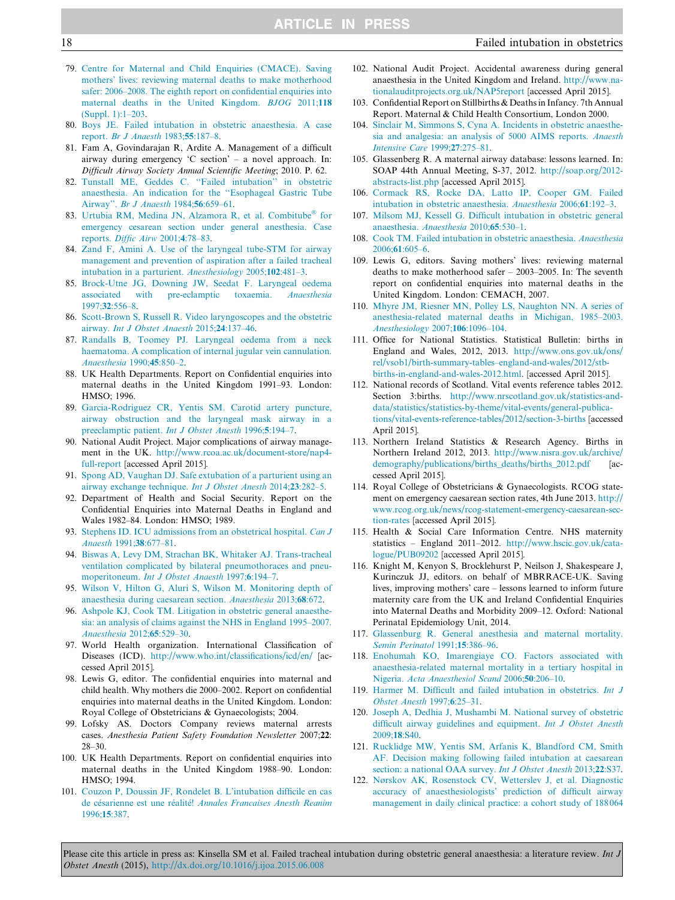79. Centre for Maternal and Child Enquiries (CMACE). Saving mothers' lives: reviewing maternal deaths to make motherhood safer: 2006–2008. The eighth report on confidential enquiries into maternal deaths in the United Kingdom. *BJOG* 2011;**118** (Suppl. 1):1–203.
80. Boys JE. Failed intubation in obstetric anaesthesia. A case report. *Br J Anaesth* 1983;**55**:187–8.
81. Fam A, Govindarajan R, Ardite A. Management of a difficult airway during emergency 'C section' – a novel approach. In: *Difficult Airway Society Annual Scientific Meeting*; 2010. P. 62.
82. Tunstall ME, Geddes C. "Failed intubation" in obstetric anaesthesia. An indication for the "Esophageal Gastric Tube Airway". *Br J Anaesth* 1984;**56**:659–61.
83. Urtubia RM, Medina JN, Alzamora R, et al. Combitube® for emergency cesarean section under general anesthesia. Case reports. *Diffic Airw* 2001;**4**:78–83.
84. Zand F, Amini A. Use of the laryngeal tube-STM for airway management and prevention of aspiration after a failed tracheal intubation in a parturient. *Anesthesiology* 2005;**102**:481–3.
85. Brock-Utne JG, Downing JW, Seedat F. Laryngeal oedema associated with pre-eclamptic toxaemia. *Anaesthesia* 1997;**32**:556–8.
86. Scott-Brown S, Russell R. Video laryngoscopes and the obstetric airway. *Int J Obstet Anaesth* 2015;**24**:137–46.
87. Randalls B, Toomey PJ. Laryngeal oedema from a neck haematoma. A complication of internal jugular vein cannulation. *Anaesthesia* 1990;**45**:850–2.
88. UK Health Departments. Report on Confidential enquiries into maternal deaths in the United Kingdom 1991–93. London: HMSO; 1996.
89. Garcia-Rodriguez CR, Yentis SM. Carotid artery puncture, airway obstruction and the laryngeal mask airway in a preeclamptic patient. *Int J Obstet Anesth* 1996;**5**:194–7.
90. National Audit Project. Major complications of airway management in the UK. http://www.rcoa.ac.uk/document-store/nap4-full-report [accessed April 2015].
91. Spong AD, Vaughan DJ. Safe extubation of a parturient using an airway exchange technique. *Int J Obstet Anesth* 2014;**23**:282–5.
92. Department of Health and Social Security. Report on the Confidential Enquiries into Maternal Deaths in England and Wales 1982–84. London: HMSO; 1989.
93. Stephens ID. ICU admissions from an obstetrical hospital. *Can J Anaesth* 1991;**38**:677–81.
94. Biswas A, Levy DM, Strachan BK, Whitaker AJ. Trans-tracheal ventilation complicated by bilateral pneumothoraces and pneumoperitoneum. *Int J Obstet Anaesth* 1997;**6**:194–7.
95. Wilson V, Hilton G, Aluri S, Wilson M. Monitoring depth of anaesthesia during caesarean section. *Anaesthesia* 2013;**68**:672.
96. Ashpole KJ, Cook TM. Litigation in obstetric general anaesthesia: an analysis of claims against the NHS in England 1995–2007. *Anaesthesia* 2012;**65**:529–30.
97. World Health organization. International Classification of Diseases (ICD). http://www.who.int/classifications/icd/en/ [accessed April 2015].
98. Lewis G, editor. The confidential enquiries into maternal and child health. Why mothers die 2000–2002. Report on confidential enquiries into maternal deaths in the United Kingdom. London: Royal College of Obstetricians & Gynaecologists; 2004.
99. Lofsky AS. Doctors Company reviews maternal arrests cases. *Anesthesia Patient Safety Foundation Newsletter* 2007;**22**: 28–30.
100. UK Health Departments. Report on confidential enquiries into maternal deaths in the United Kingdom 1988–90. London: HMSO; 1994.
101. Couzon P, Doussin JF, Rondelet B. L'intubation difficile en cas de césarienne est une réalité! *Annales Francaises Anesth Reanim* 1996;**15**:387.
102. National Audit Project. Accidental awareness during general anaesthesia in the United Kingdom and Ireland. http://www.nationalauditprojects.org.uk/NAP5report [accessed April 2015].
103. Confidential Report on Stillbirths & Deaths in Infancy. 7th Annual Report. Maternal & Child Health Consortium, London 2000.
104. Sinclair M, Simmons S, Cyna A. Incidents in obstetric anaesthesia and analgesia: an analysis of 5000 AIMS reports. *Anaesth Intensive Care* 1999;**27**:275–81.
105. Glassenberg R. A maternal airway database: lessons learned. In: SOAP 44th Annual Meeting, S-37, 2012. http://soap.org/2012-abstracts-list.php [accessed April 2015].
106. Cormack RS, Rocke DA, Latto IP, Cooper GM. Failed intubation in obstetric anaesthesia. *Anaesthesia* 2006;**61**:192–3.
107. Milsom MJ, Kessell G. Difficult intubation in obstetric general anaesthesia. *Anaesthesia* 2010;**65**:530–1.
108. Cook TM. Failed intubation in obstetric anaesthesia. *Anaesthesia* 2006;**61**:605–6.
109. Lewis G, editors. Saving mothers' lives: reviewing maternal deaths to make motherhood safer – 2003–2005. In: The seventh report on confidential enquiries into maternal deaths in the United Kingdom. London: CEMACH, 2007.
110. Mhyre JM, Riesner MN, Polley LS, Naughton NN. A series of anesthesia-related maternal deaths in Michigan, 1985–2003. *Anesthesiology* 2007;**106**:1096–104.
111. Office for National Statistics. Statistical Bulletin: births in England and Wales, 2012, 2013. http://www.ons.gov.uk/ons/rel/vsob1/birth-summary-tables–england-and-wales/2012/stb-births-in-england-and-wales-2012.html. [accessed April 2015].
112. National records of Scotland. Vital events reference tables 2012. Section 3:births. http://www.nrscotland.gov.uk/statistics-and-data/statistics/statistics-by-theme/vital-events/general-publications/vital-events-reference-tables/2012/section-3-births [accessed April 2015].
113. Northern Ireland Statistics & Research Agency. Births in Northern Ireland 2012, 2013. http://www.nisra.gov.uk/archive/demography/publications/births_deaths/births_2012.pdf [accessed April 2015].
114. Royal College of Obstetricians & Gynaecologists. RCOG statement on emergency caesarean section rates, 4th June 2013. http://www.rcog.org.uk/news/rcog-statement-emergency-caesarean-section-rates [accessed April 2015].
115. Health & Social Care Information Centre. NHS maternity statistics – England 2011–2012. http://www.hscic.gov.uk/catalogue/PUB09202 [accessed April 2015].
116. Knight M, Kenyon S, Brocklehurst P, Neilson J, Shakespeare J, Kurinczuk JJ, editors. on behalf of MBRRACE-UK. Saving lives, improving mothers' care – lessons learned to inform future maternity care from the UK and Ireland Confidential Enquiries into Maternal Deaths and Morbidity 2009–12. Oxford: National Perinatal Epidemiology Unit, 2014.
117. Glassenburg R. General anesthesia and maternal mortality. *Semin Perinatol* 1991;**15**:386–96.
118. Enohumah KO, Imarengiaye CO. Factors associated with anaesthesia-related maternal mortality in a tertiary hospital in Nigeria. *Acta Anaesthesiol Scand* 2006;**50**:206–10.
119. Harmer M. Difficult and failed intubation in obstetrics. *Int J Obstet Anesth* 1997;**6**:25–31.
120. Joseph A, Dedhia J, Mushambi M. National survey of obstetric difficult airway guidelines and equipment. *Int J Obstet Anesth* 2009;**18**:S40.
121. Rucklidge MW, Yentis SM, Arfanis K, Blandford CM, Smith AF. Decision making following failed intubation at caesarean section: a national OAA survey. *Int J Obstet Anesth* 2013;**22**:S37.
122. Nørskov AK, Rosenstock CV, Wetterslev J, et al. Diagnostic accuracy of anaesthesiologists' prediction of difficult airway management in daily clinical practice: a cohort study of 188 064

Please cite this article in press as: Kinsella SM et al. Failed tracheal intubation during obstetric general anaesthesia: a literature review. *Int J Obstet Anesth* (2015), http://dx.doi.org/10.1016/j.ijoa.2015.06.008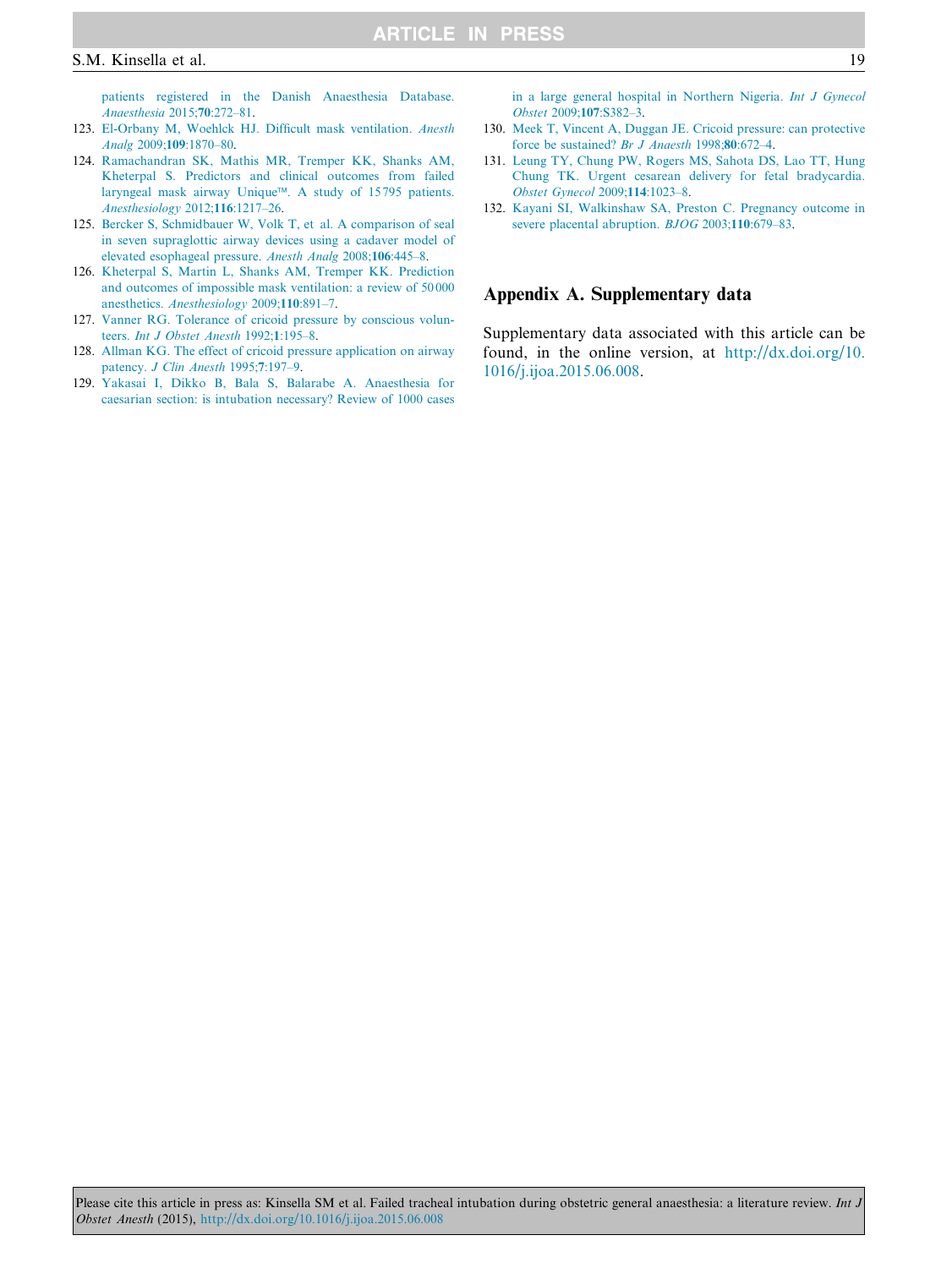patients registered in the Danish Anaesthesia Database. *Anaesthesia* 2015;**70**:272–81.

123. El-Orbany M, Woehlck HJ. Difficult mask ventilation. *Anesth Analg* 2009;**109**:1870–80.
124. Ramachandran SK, Mathis MR, Tremper KK, Shanks AM, Kheterpal S. Predictors and clinical outcomes from failed laryngeal mask airway Unique™. A study of 15795 patients. *Anesthesiology* 2012;**116**:1217–26.
125. Bercker S, Schmidbauer W, Volk T, et al. A comparison of seal in seven supraglottic airway devices using a cadaver model of elevated esophageal pressure. *Anesth Analg* 2008;**106**:445–8.
126. Kheterpal S, Martin L, Shanks AM, Tremper KK. Prediction and outcomes of impossible mask ventilation: a review of 50000 anesthetics. *Anesthesiology* 2009;**110**:891–7.
127. Vanner RG. Tolerance of cricoid pressure by conscious volunteers. *Int J Obstet Anesth* 1992;**1**:195–8.
128. Allman KG. The effect of cricoid pressure application on airway patency. *J Clin Anesth* 1995;**7**:197–9.
129. Yakasai I, Dikko B, Bala S, Balarabe A. Anaesthesia for caesarian section: is intubation necessary? Review of 1000 cases in a large general hospital in Northern Nigeria. *Int J Gynecol Obstet* 2009;**107**:S382–3.
130. Meek T, Vincent A, Duggan JE. Cricoid pressure: can protective force be sustained? *Br J Anaesth* 1998;**80**:672–4.
131. Leung TY, Chung PW, Rogers MS, Sahota DS, Lao TT, Hung Chung TK. Urgent cesarean delivery for fetal bradycardia. *Obstet Gynecol* 2009;**114**:1023–8.
132. Kayani SI, Walkinshaw SA, Preston C. Pregnancy outcome in severe placental abruption. *BJOG* 2003;**110**:679–83.

## Appendix A. Supplementary data

Supplementary data associated with this article can be found, in the online version, at http://dx.doi.org/10.1016/j.ijoa.2015.06.008.

Please cite this article in press as: Kinsella SM et al. Failed tracheal intubation during obstetric general anaesthesia: a literature review. *Int J Obstet Anesth* (2015), http://dx.doi.org/10.1016/j.ijoa.2015.06.008